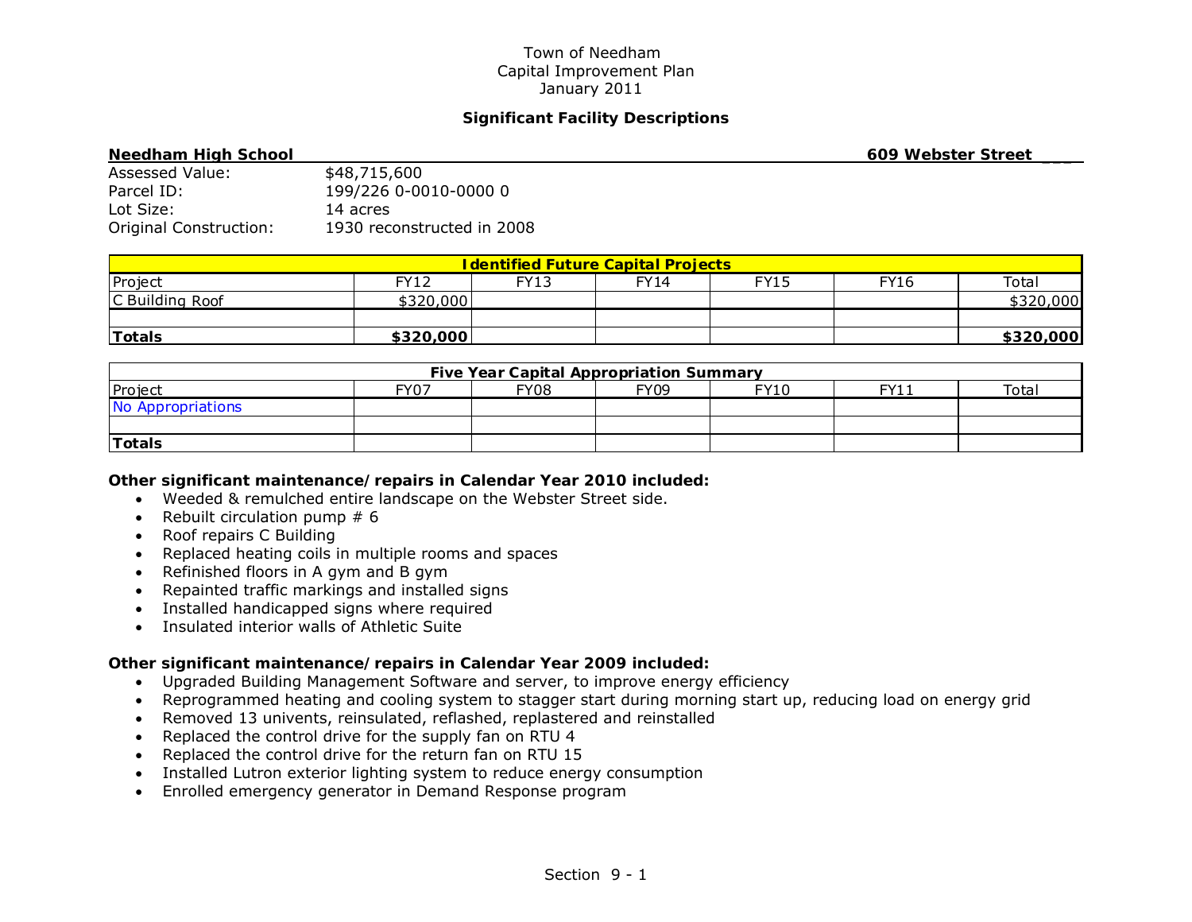Town of Needham
Capital Improvement Plan
January 2011

## Significant Facility Descriptions

**Needham High School** — **609 Webster Street**

Assessed Value: $48,715,600
Parcel ID: 199/226 0-0010-0000 0
Lot Size: 14 acres
Original Construction: 1930 reconstructed in 2008

| Identified Future Capital Projects | | | | | | |
|---|---|---|---|---|---|---|
| Project | FY12 | FY13 | FY14 | FY15 | FY16 | Total |
| C Building Roof | $320,000 | | | | | $320,000 |
| | | | | | | |
| **Totals** | **$320,000** | | | | | **$320,000** |

| Five Year Capital Appropriation Summary | | | | | | |
|---|---|---|---|---|---|---|
| Project | FY07 | FY08 | FY09 | FY10 | FY11 | Total |
| No Appropriations | | | | | | |
| | | | | | | |
| **Totals** | | | | | | |

**Other significant maintenance/repairs in Calendar Year 2010 included:**

- Weeded & remulched entire landscape on the Webster Street side.
- Rebuilt circulation pump # 6
- Roof repairs C Building
- Replaced heating coils in multiple rooms and spaces
- Refinished floors in A gym and B gym
- Repainted traffic markings and installed signs
- Installed handicapped signs where required
- Insulated interior walls of Athletic Suite

**Other significant maintenance/repairs in Calendar Year 2009 included:**

- Upgraded Building Management Software and server, to improve energy efficiency
- Reprogrammed heating and cooling system to stagger start during morning start up, reducing load on energy grid
- Removed 13 univents, reinsulated, reflashed, replastered and reinstalled
- Replaced the control drive for the supply fan on RTU 4
- Replaced the control drive for the return fan on RTU 15
- Installed Lutron exterior lighting system to reduce energy consumption
- Enrolled emergency generator in Demand Response program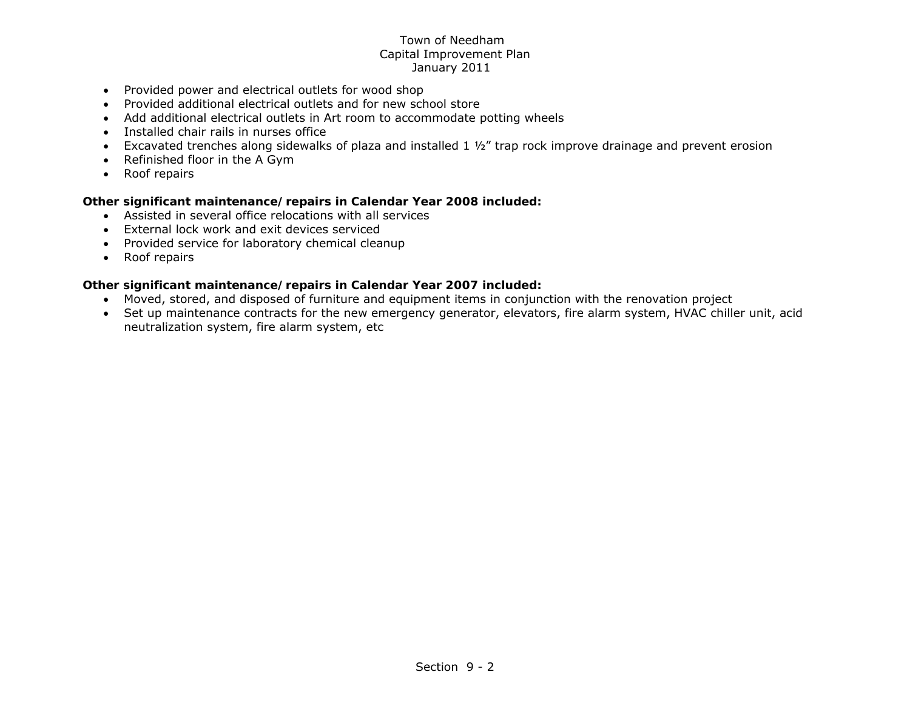- Provided power and electrical outlets for wood shop
- Provided additional electrical outlets and for new school store
- Add additional electrical outlets in Art room to accommodate potting wheels
- Installed chair rails in nurses office
- Excavated trenches along sidewalks of plaza and installed 1 ½" trap rock improve drainage and prevent erosion
- Refinished floor in the A Gym
- Roof repairs

**Other significant maintenance/ repairs in Calendar Year 2008 included:**

- Assisted in several office relocations with all services
- External lock work and exit devices serviced
- Provided service for laboratory chemical cleanup
- Roof repairs

**Other significant maintenance/ repairs in Calendar Year 2007 included:**

- Moved, stored, and disposed of furniture and equipment items in conjunction with the renovation project
- Set up maintenance contracts for the new emergency generator, elevators, fire alarm system, HVAC chiller unit, acid neutralization system, fire alarm system, etc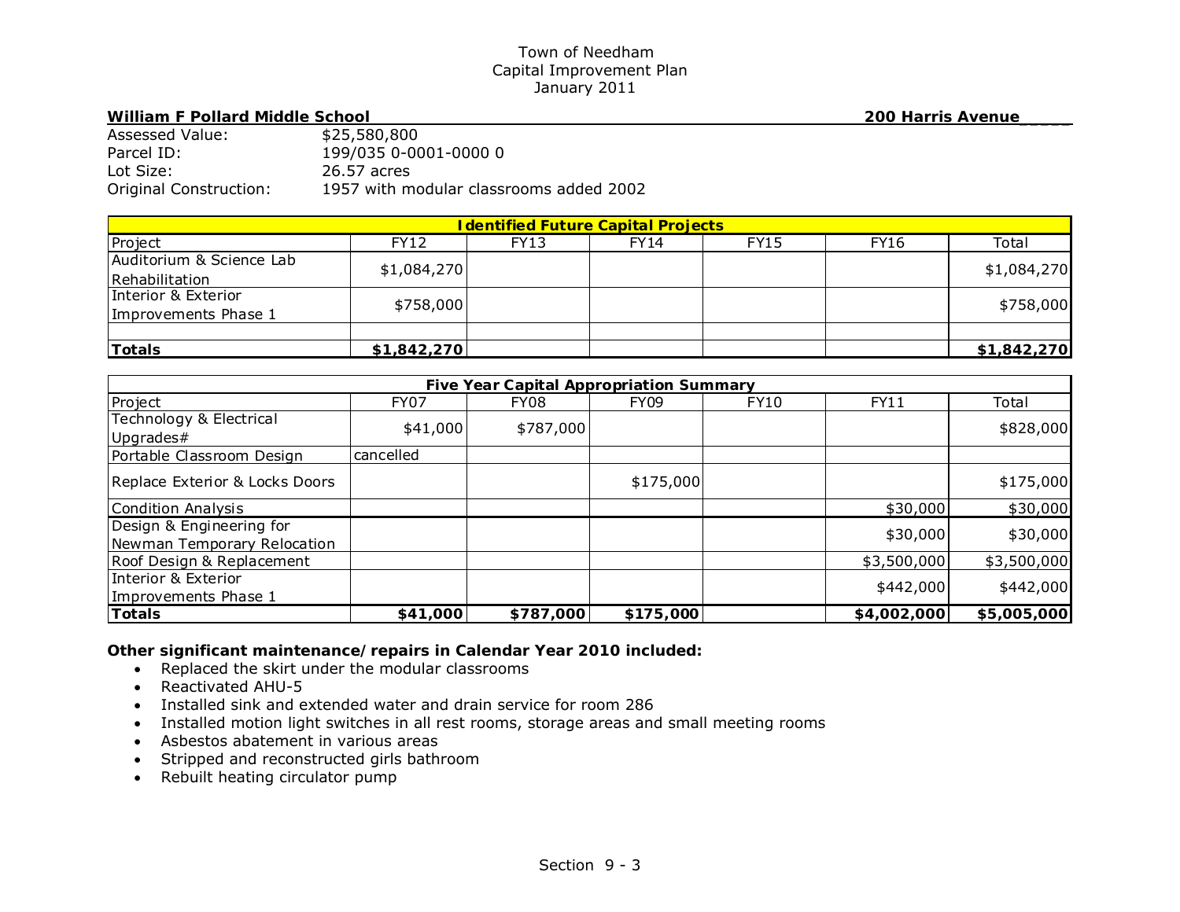Town of Needham
Capital Improvement Plan
January 2011

**William F Pollard Middle School** **200 Harris Avenue**

Assessed Value: $25,580,800
Parcel ID: 199/035 0-0001-0000 0
Lot Size: 26.57 acres
Original Construction: 1957 with modular classrooms added 2002

| Identified Future Capital Projects | | | | | | |
|---|---|---|---|---|---|---|
| Project | FY12 | FY13 | FY14 | FY15 | FY16 | Total |
| Auditorium & Science Lab Rehabilitation | $1,084,270 | | | | | $1,084,270 |
| Interior & Exterior Improvements Phase 1 | $758,000 | | | | | $758,000 |
| | | | | | | |
| **Totals** | **$1,842,270** | | | | | **$1,842,270** |

| Five Year Capital Appropriation Summary | | | | | | |
|---|---|---|---|---|---|---|
| Project | FY07 | FY08 | FY09 | FY10 | FY11 | Total |
| Technology & Electrical Upgrades# | $41,000 | $787,000 | | | | $828,000 |
| Portable Classroom Design | cancelled | | | | | |
| Replace Exterior & Locks Doors | | | $175,000 | | | $175,000 |
| Condition Analysis | | | | | $30,000 | $30,000 |
| Design & Engineering for Newman Temporary Relocation | | | | | $30,000 | $30,000 |
| Roof Design & Replacement | | | | | $3,500,000 | $3,500,000 |
| Interior & Exterior Improvements Phase 1 | | | | | $442,000 | $442,000 |
| **Totals** | **$41,000** | **$787,000** | **$175,000** | | **$4,002,000** | **$5,005,000** |

**Other significant maintenance/repairs in Calendar Year 2010 included:**

- Replaced the skirt under the modular classrooms
- Reactivated AHU-5
- Installed sink and extended water and drain service for room 286
- Installed motion light switches in all rest rooms, storage areas and small meeting rooms
- Asbestos abatement in various areas
- Stripped and reconstructed girls bathroom
- Rebuilt heating circulator pump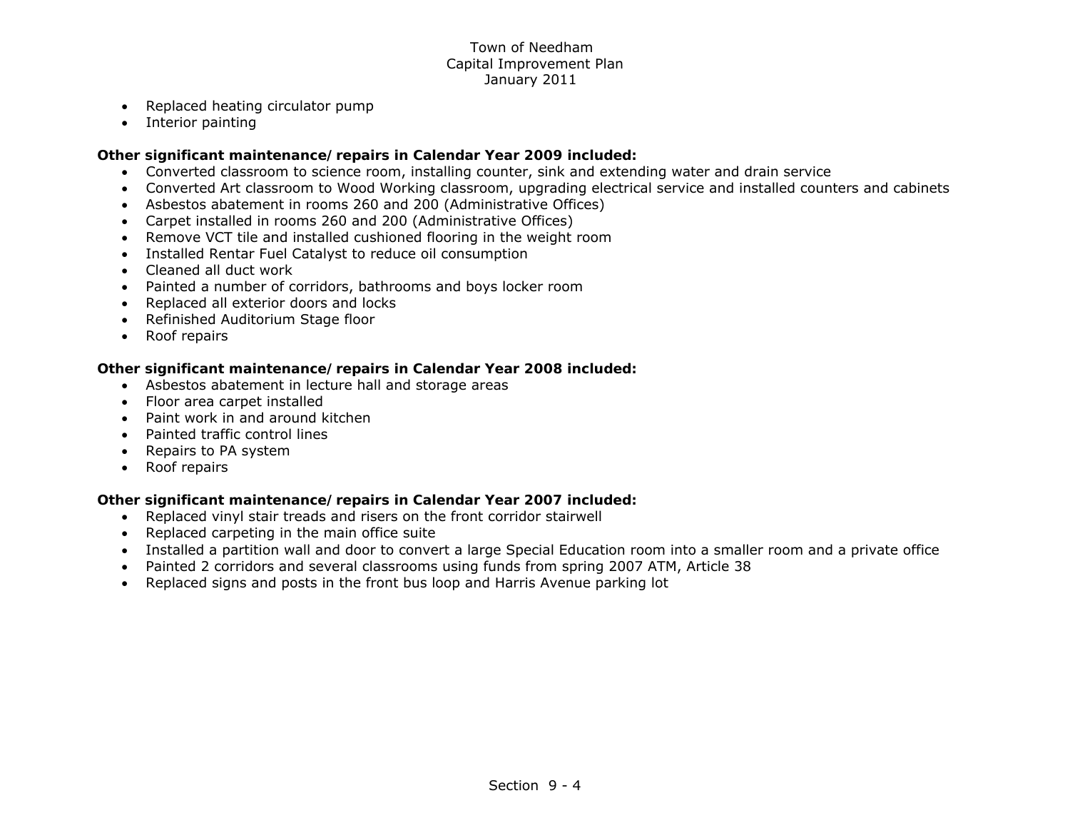- Replaced heating circulator pump
- Interior painting

**Other significant maintenance/ repairs in Calendar Year 2009 included:**

- Converted classroom to science room, installing counter, sink and extending water and drain service
- Converted Art classroom to Wood Working classroom, upgrading electrical service and installed counters and cabinets
- Asbestos abatement in rooms 260 and 200 (Administrative Offices)
- Carpet installed in rooms 260 and 200 (Administrative Offices)
- Remove VCT tile and installed cushioned flooring in the weight room
- Installed Rentar Fuel Catalyst to reduce oil consumption
- Cleaned all duct work
- Painted a number of corridors, bathrooms and boys locker room
- Replaced all exterior doors and locks
- Refinished Auditorium Stage floor
- Roof repairs

**Other significant maintenance/ repairs in Calendar Year 2008 included:**

- Asbestos abatement in lecture hall and storage areas
- Floor area carpet installed
- Paint work in and around kitchen
- Painted traffic control lines
- Repairs to PA system
- Roof repairs

**Other significant maintenance/ repairs in Calendar Year 2007 included:**

- Replaced vinyl stair treads and risers on the front corridor stairwell
- Replaced carpeting in the main office suite
- Installed a partition wall and door to convert a large Special Education room into a smaller room and a private office
- Painted 2 corridors and several classrooms using funds from spring 2007 ATM, Article 38
- Replaced signs and posts in the front bus loop and Harris Avenue parking lot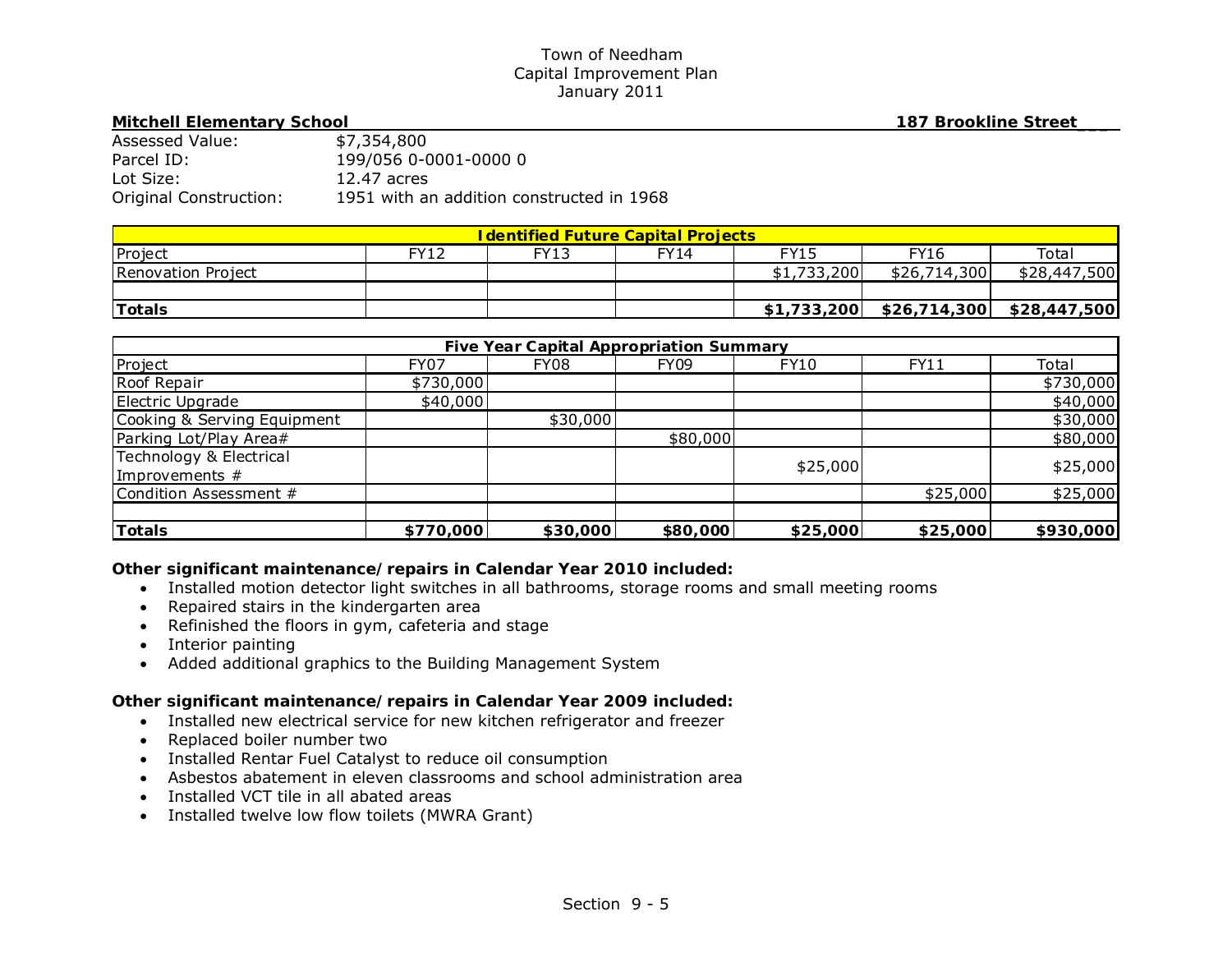Town of Needham
Capital Improvement Plan
January 2011

**Mitchell Elementary School** **187 Brookline Street**

Assessed Value: $7,354,800
Parcel ID: 199/056 0-0001-0000 0
Lot Size: 12.47 acres
Original Construction: 1951 with an addition constructed in 1968

| Identified Future Capital Projects | | | | | | |
|---|---|---|---|---|---|---|
| Project | FY12 | FY13 | FY14 | FY15 | FY16 | Total |
| Renovation Project | | | | $1,733,200 | $26,714,300 | $28,447,500 |
| | | | | | | |
| **Totals** | | | | **$1,733,200** | **$26,714,300** | **$28,447,500** |

| Five Year Capital Appropriation Summary | | | | | | |
|---|---|---|---|---|---|---|
| Project | FY07 | FY08 | FY09 | FY10 | FY11 | Total |
| Roof Repair | $730,000 | | | | | $730,000 |
| Electric Upgrade | $40,000 | | | | | $40,000 |
| Cooking & Serving Equipment | | $30,000 | | | | $30,000 |
| Parking Lot/Play Area# | | | $80,000 | | | $80,000 |
| Technology & Electrical Improvements # | | | | $25,000 | | $25,000 |
| Condition Assessment # | | | | | $25,000 | $25,000 |
| | | | | | | |
| **Totals** | **$770,000** | **$30,000** | **$80,000** | **$25,000** | **$25,000** | **$930,000** |

**Other significant maintenance/repairs in Calendar Year 2010 included:**

- Installed motion detector light switches in all bathrooms, storage rooms and small meeting rooms
- Repaired stairs in the kindergarten area
- Refinished the floors in gym, cafeteria and stage
- Interior painting
- Added additional graphics to the Building Management System

**Other significant maintenance/repairs in Calendar Year 2009 included:**

- Installed new electrical service for new kitchen refrigerator and freezer
- Replaced boiler number two
- Installed Rentar Fuel Catalyst to reduce oil consumption
- Asbestos abatement in eleven classrooms and school administration area
- Installed VCT tile in all abated areas
- Installed twelve low flow toilets (MWRA Grant)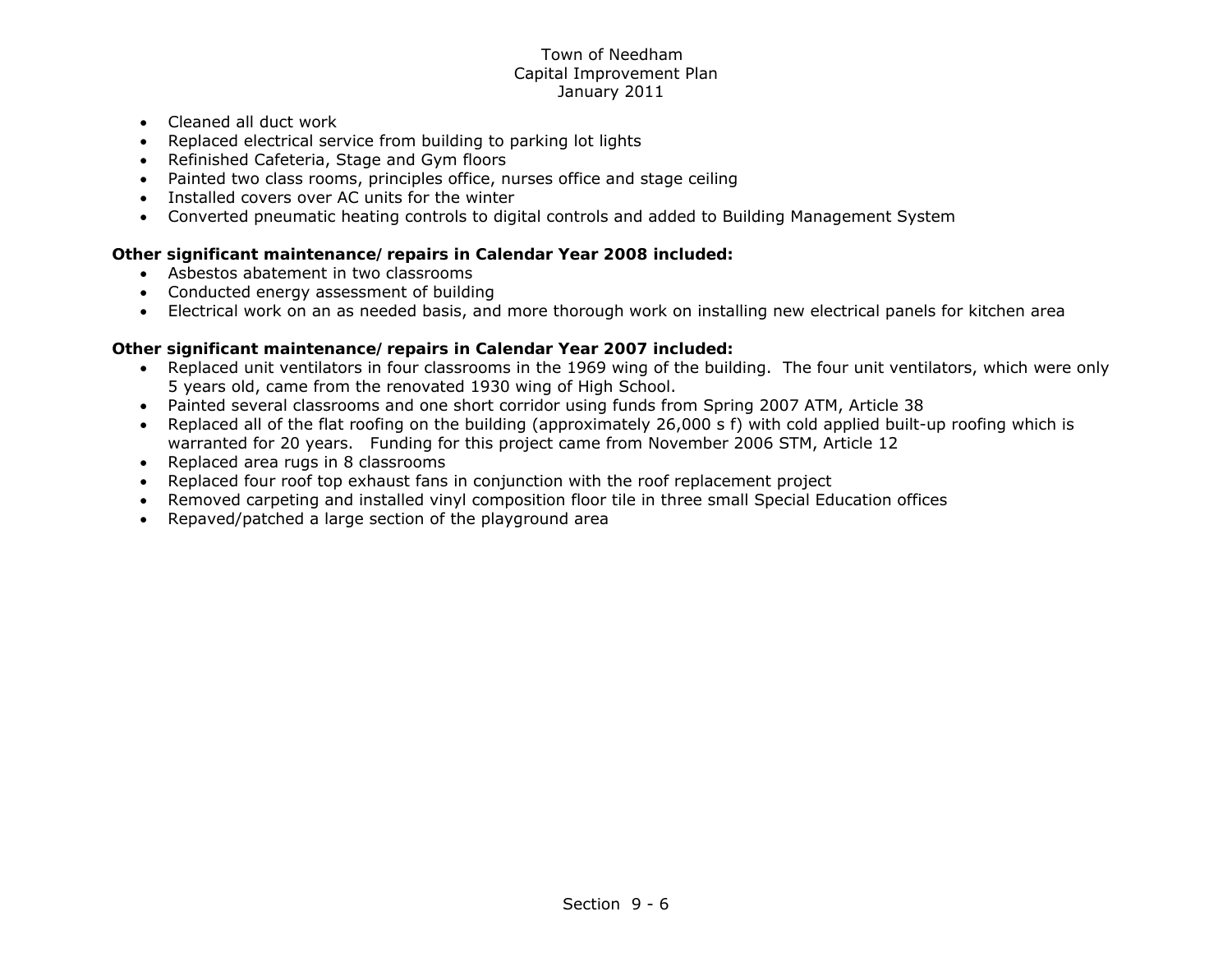- Cleaned all duct work
- Replaced electrical service from building to parking lot lights
- Refinished Cafeteria, Stage and Gym floors
- Painted two class rooms, principles office, nurses office and stage ceiling
- Installed covers over AC units for the winter
- Converted pneumatic heating controls to digital controls and added to Building Management System

**Other significant maintenance/ repairs in Calendar Year 2008 included:**

- Asbestos abatement in two classrooms
- Conducted energy assessment of building
- Electrical work on an as needed basis, and more thorough work on installing new electrical panels for kitchen area

**Other significant maintenance/ repairs in Calendar Year 2007 included:**

- Replaced unit ventilators in four classrooms in the 1969 wing of the building. The four unit ventilators, which were only 5 years old, came from the renovated 1930 wing of High School.
- Painted several classrooms and one short corridor using funds from Spring 2007 ATM, Article 38
- Replaced all of the flat roofing on the building (approximately 26,000 s f) with cold applied built-up roofing which is warranted for 20 years. Funding for this project came from November 2006 STM, Article 12
- Replaced area rugs in 8 classrooms
- Replaced four roof top exhaust fans in conjunction with the roof replacement project
- Removed carpeting and installed vinyl composition floor tile in three small Special Education offices
- Repaved/patched a large section of the playground area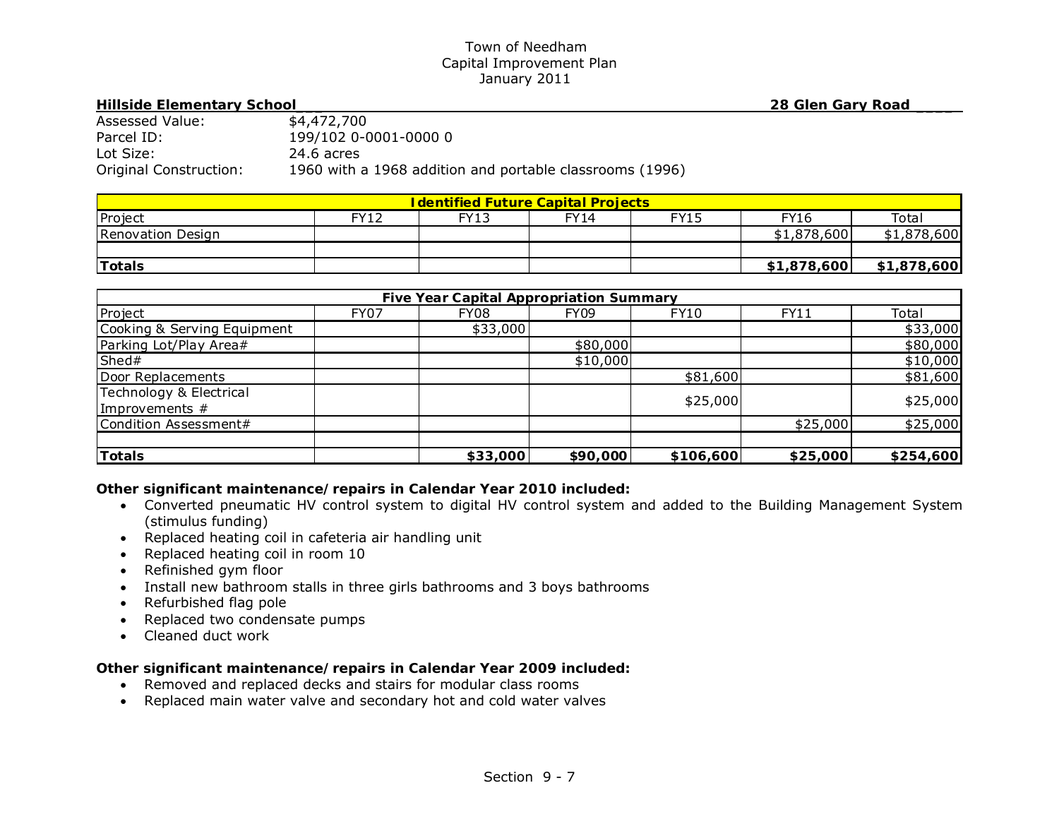Town of Needham
Capital Improvement Plan
January 2011

**Hillside Elementary School** **28 Glen Gary Road**

Assessed Value: $4,472,700
Parcel ID: 199/102 0-0001-0000 0
Lot Size: 24.6 acres
Original Construction: 1960 with a 1968 addition and portable classrooms (1996)

| Identified Future Capital Projects | | | | | | |
|---|---|---|---|---|---|---|
| Project | FY12 | FY13 | FY14 | FY15 | FY16 | Total |
| Renovation Design | | | | | $1,878,600 | $1,878,600 |
| | | | | | | |
| **Totals** | | | | | **$1,878,600** | **$1,878,600** |

| Five Year Capital Appropriation Summary | | | | | | |
|---|---|---|---|---|---|---|
| Project | FY07 | FY08 | FY09 | FY10 | FY11 | Total |
| Cooking & Serving Equipment | | $33,000 | | | | $33,000 |
| Parking Lot/Play Area# | | | $80,000 | | | $80,000 |
| Shed# | | | $10,000 | | | $10,000 |
| Door Replacements | | | | $81,600 | | $81,600 |
| Technology & Electrical Improvements # | | | | $25,000 | | $25,000 |
| Condition Assessment# | | | | | $25,000 | $25,000 |
| | | | | | | |
| **Totals** | | **$33,000** | **$90,000** | **$106,600** | **$25,000** | **$254,600** |

**Other significant maintenance/repairs in Calendar Year 2010 included:**

- Converted pneumatic HV control system to digital HV control system and added to the Building Management System (stimulus funding)
- Replaced heating coil in cafeteria air handling unit
- Replaced heating coil in room 10
- Refinished gym floor
- Install new bathroom stalls in three girls bathrooms and 3 boys bathrooms
- Refurbished flag pole
- Replaced two condensate pumps
- Cleaned duct work

**Other significant maintenance/repairs in Calendar Year 2009 included:**

- Removed and replaced decks and stairs for modular class rooms
- Replaced main water valve and secondary hot and cold water valves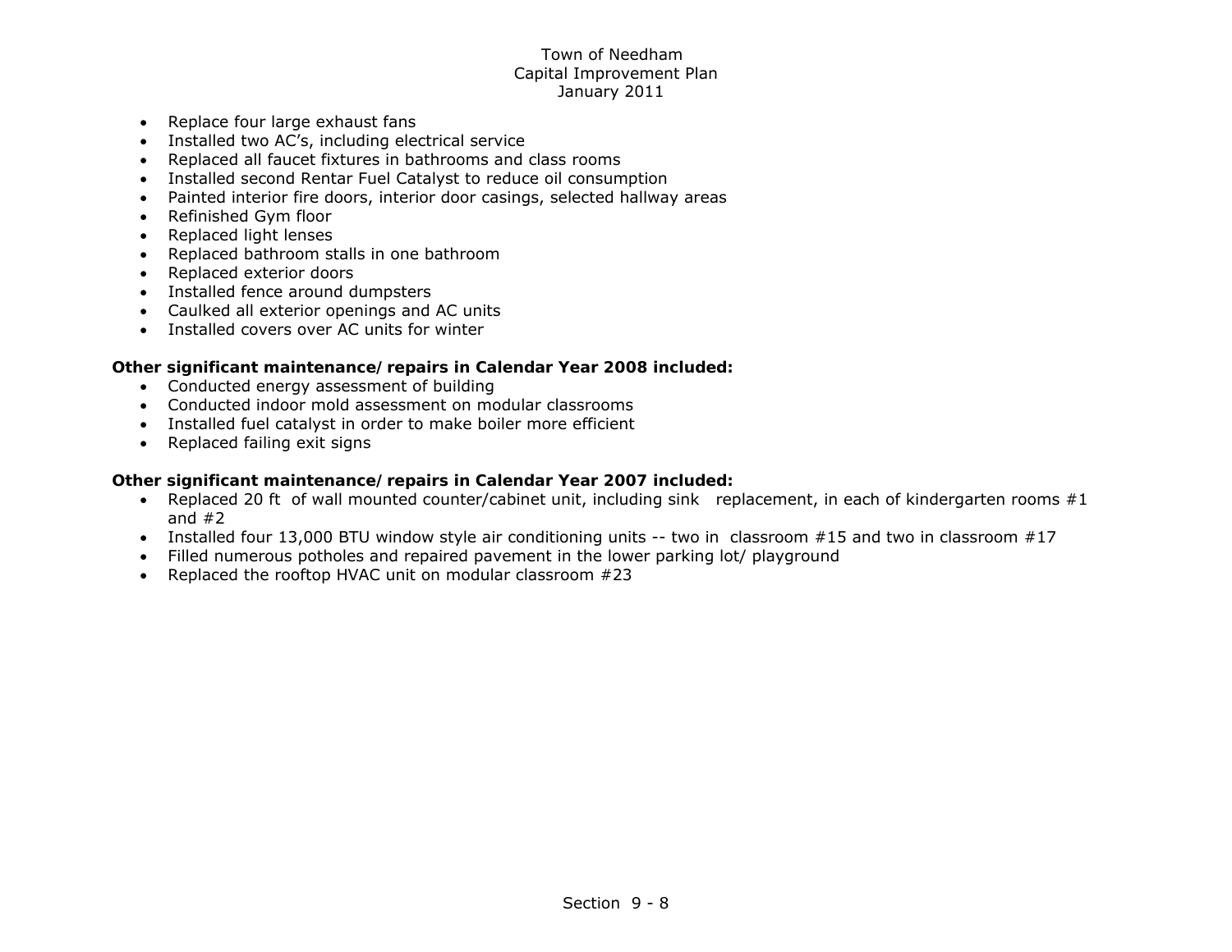- Replace four large exhaust fans
- Installed two AC's, including electrical service
- Replaced all faucet fixtures in bathrooms and class rooms
- Installed second Rentar Fuel Catalyst to reduce oil consumption
- Painted interior fire doors, interior door casings, selected hallway areas
- Refinished Gym floor
- Replaced light lenses
- Replaced bathroom stalls in one bathroom
- Replaced exterior doors
- Installed fence around dumpsters
- Caulked all exterior openings and AC units
- Installed covers over AC units for winter

**Other significant maintenance/repairs in Calendar Year 2008 included:**

- Conducted energy assessment of building
- Conducted indoor mold assessment on modular classrooms
- Installed fuel catalyst in order to make boiler more efficient
- Replaced failing exit signs

**Other significant maintenance/repairs in Calendar Year 2007 included:**

- Replaced 20 ft of wall mounted counter/cabinet unit, including sink replacement, in each of kindergarten rooms #1 and #2
- Installed four 13,000 BTU window style air conditioning units -- two in classroom #15 and two in classroom #17
- Filled numerous potholes and repaired pavement in the lower parking lot/ playground
- Replaced the rooftop HVAC unit on modular classroom #23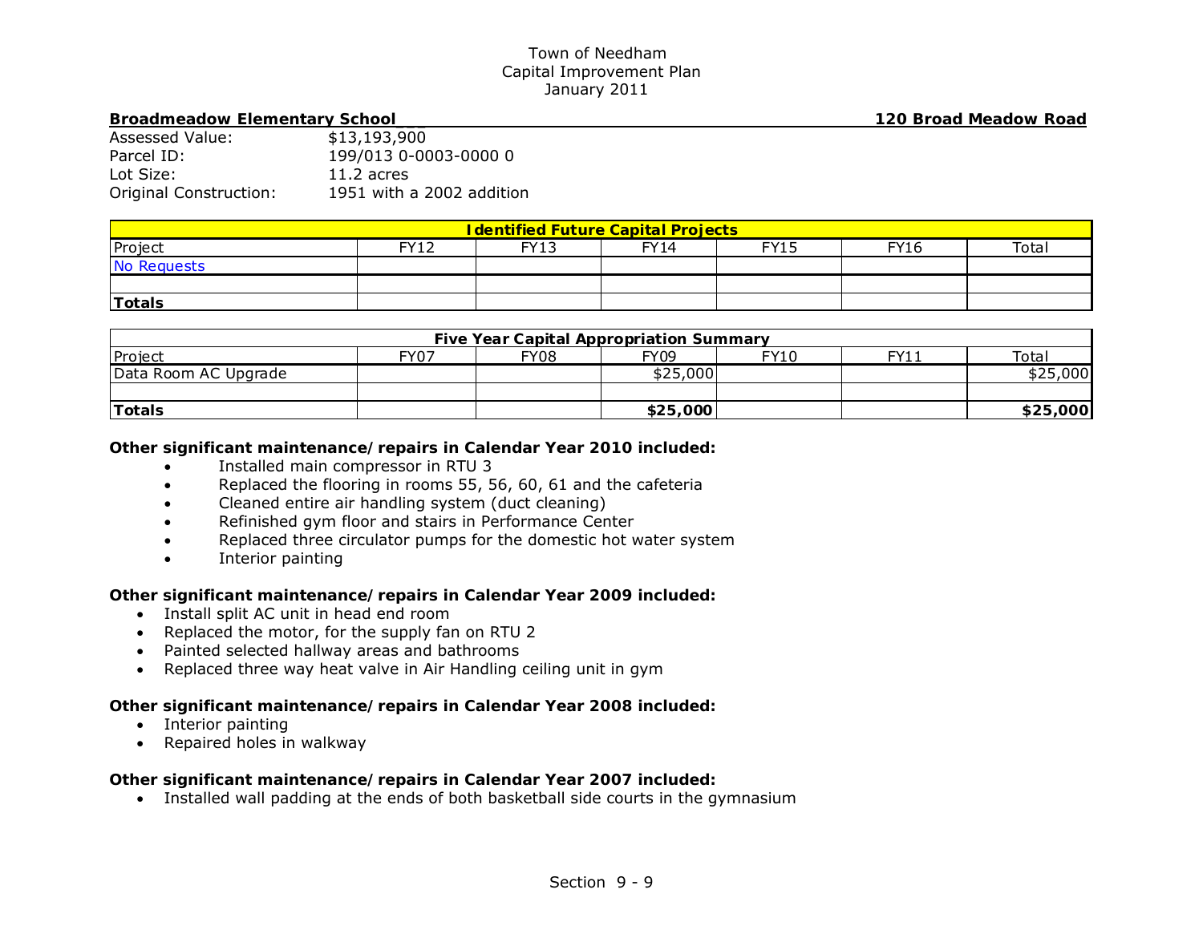Town of Needham
Capital Improvement Plan
January 2011

**Broadmeadow Elementary School** **120 Broad Meadow Road**

Assessed Value: $13,193,900
Parcel ID: 199/013 0-0003-0000 0
Lot Size: 11.2 acres
Original Construction: 1951 with a 2002 addition

| Identified Future Capital Projects | | | | | | |
|---|---|---|---|---|---|---|
| Project | FY12 | FY13 | FY14 | FY15 | FY16 | Total |
| No Requests | | | | | | |
| | | | | | | |
| **Totals** | | | | | | |

| Five Year Capital Appropriation Summary | | | | | | |
|---|---|---|---|---|---|---|
| Project | FY07 | FY08 | FY09 | FY10 | FY11 | Total |
| Data Room AC Upgrade | | | $25,000 | | | $25,000 |
| | | | | | | |
| **Totals** | | | **$25,000** | | | **$25,000** |

**Other significant maintenance/repairs in Calendar Year 2010 included:**

- Installed main compressor in RTU 3
- Replaced the flooring in rooms 55, 56, 60, 61 and the cafeteria
- Cleaned entire air handling system (duct cleaning)
- Refinished gym floor and stairs in Performance Center
- Replaced three circulator pumps for the domestic hot water system
- Interior painting

**Other significant maintenance/repairs in Calendar Year 2009 included:**

- Install split AC unit in head end room
- Replaced the motor, for the supply fan on RTU 2
- Painted selected hallway areas and bathrooms
- Replaced three way heat valve in Air Handling ceiling unit in gym

**Other significant maintenance/repairs in Calendar Year 2008 included:**

- Interior painting
- Repaired holes in walkway

**Other significant maintenance/repairs in Calendar Year 2007 included:**

- Installed wall padding at the ends of both basketball side courts in the gymnasium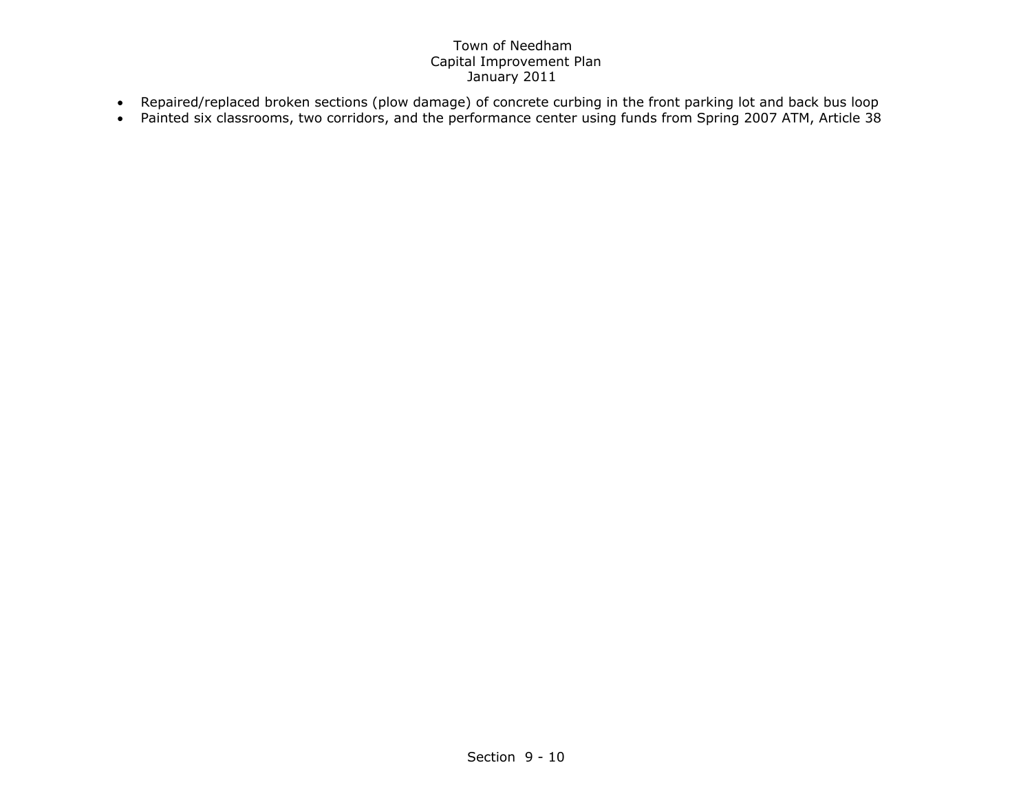- Repaired/replaced broken sections (plow damage) of concrete curbing in the front parking lot and back bus loop
- Painted six classrooms, two corridors, and the performance center using funds from Spring 2007 ATM, Article 38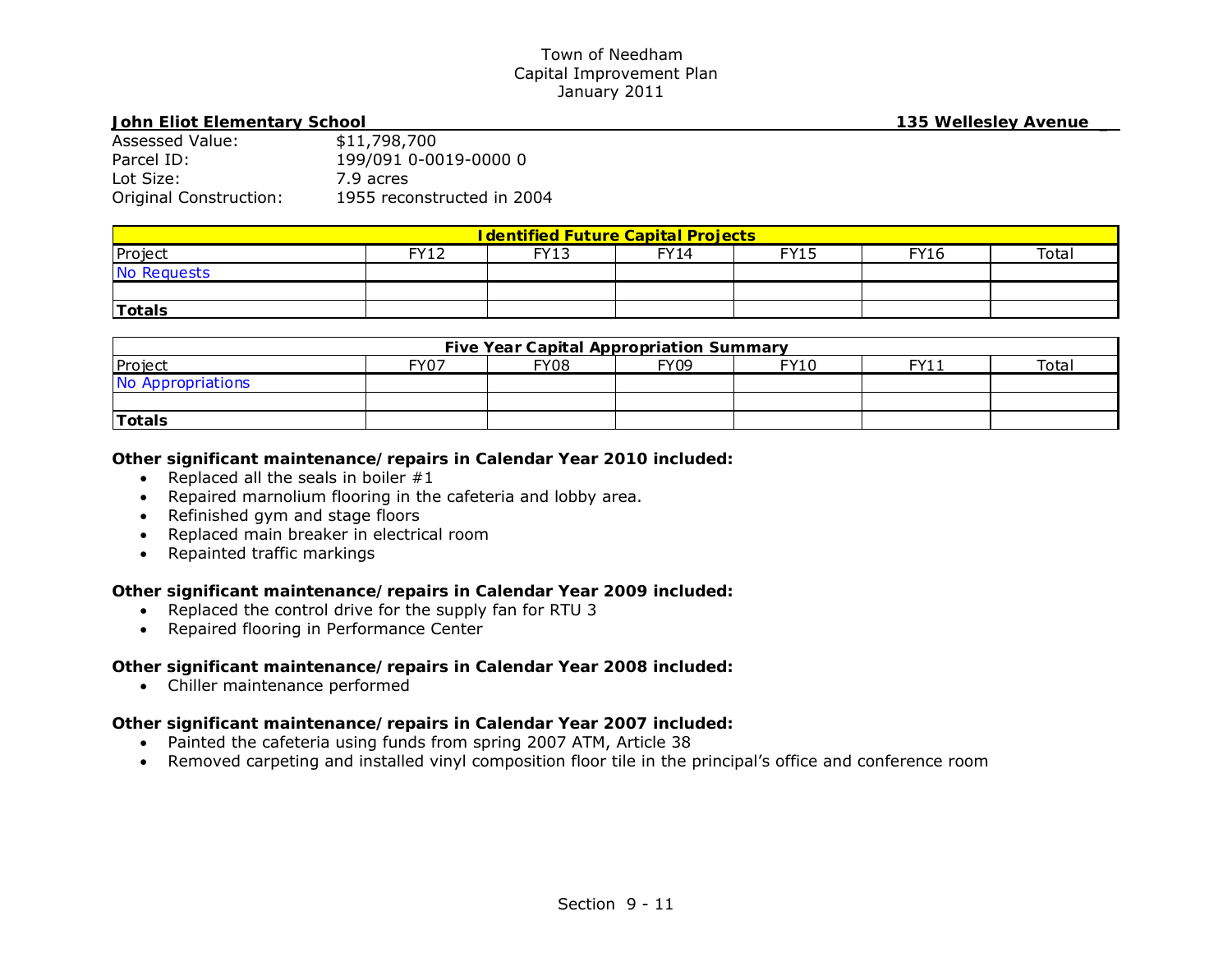Town of Needham
Capital Improvement Plan
January 2011

**John Eliot Elementary School** **135 Wellesley Avenue**

Assessed Value: $11,798,700
Parcel ID: 199/091 0-0019-0000 0
Lot Size: 7.9 acres
Original Construction: 1955 reconstructed in 2004

| Identified Future Capital Projects | | | | | | |
|---|---|---|---|---|---|---|
| Project | FY12 | FY13 | FY14 | FY15 | FY16 | Total |
| No Requests | | | | | | |
| | | | | | | |
| **Totals** | | | | | | |

| Five Year Capital Appropriation Summary | | | | | | |
|---|---|---|---|---|---|---|
| Project | FY07 | FY08 | FY09 | FY10 | FY11 | Total |
| No Appropriations | | | | | | |
| | | | | | | |
| **Totals** | | | | | | |

**Other significant maintenance/repairs in Calendar Year 2010 included:**

- Replaced all the seals in boiler #1
- Repaired marnolium flooring in the cafeteria and lobby area.
- Refinished gym and stage floors
- Replaced main breaker in electrical room
- Repainted traffic markings

**Other significant maintenance/repairs in Calendar Year 2009 included:**

- Replaced the control drive for the supply fan for RTU 3
- Repaired flooring in Performance Center

**Other significant maintenance/repairs in Calendar Year 2008 included:**

- Chiller maintenance performed

**Other significant maintenance/repairs in Calendar Year 2007 included:**

- Painted the cafeteria using funds from spring 2007 ATM, Article 38
- Removed carpeting and installed vinyl composition floor tile in the principal's office and conference room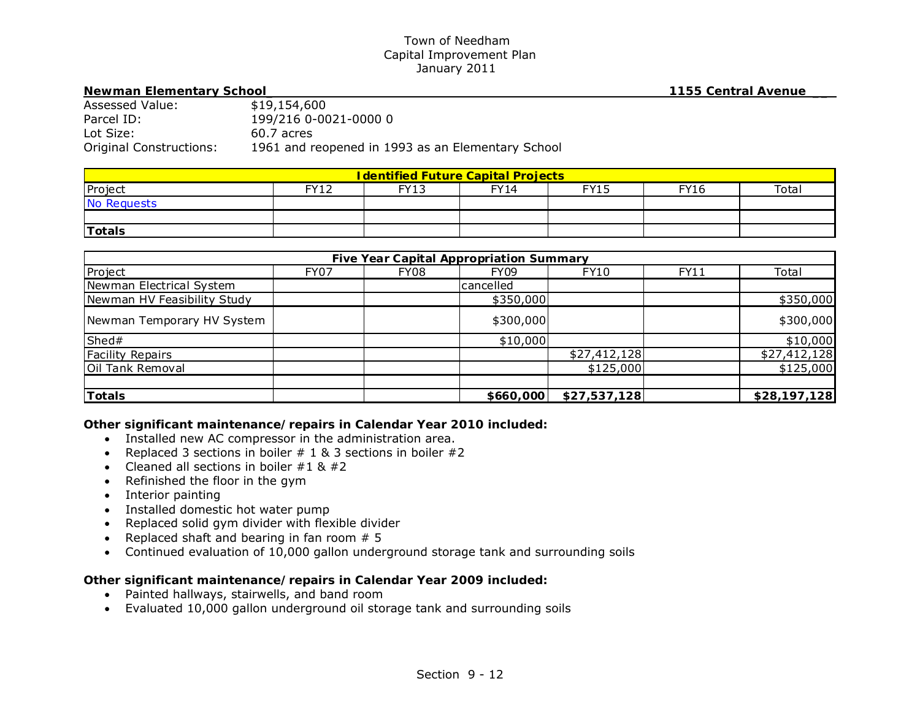Town of Needham
Capital Improvement Plan
January 2011

**Newman Elementary School** **1155 Central Avenue**

Assessed Value: $19,154,600
Parcel ID: 199/216 0-0021-0000 0
Lot Size: 60.7 acres
Original Constructions: 1961 and reopened in 1993 as an Elementary School

| **Identified Future Capital Projects** | | | | | | |
|---|---|---|---|---|---|---|
| Project | FY12 | FY13 | FY14 | FY15 | FY16 | Total |
| No Requests | | | | | | |
| | | | | | | |
| **Totals** | | | | | | |

| **Five Year Capital Appropriation Summary** | | | | | | |
|---|---|---|---|---|---|---|
| Project | FY07 | FY08 | FY09 | FY10 | FY11 | Total |
| Newman Electrical System | | | cancelled | | | |
| Newman HV Feasibility Study | | | $350,000 | | | $350,000 |
| Newman Temporary HV System | | | $300,000 | | | $300,000 |
| Shed# | | | $10,000 | | | $10,000 |
| Facility Repairs | | | | $27,412,128 | | $27,412,128 |
| Oil Tank Removal | | | | $125,000 | | $125,000 |
| | | | | | | |
| **Totals** | | | **$660,000** | **$27,537,128** | | **$28,197,128** |

**Other significant maintenance/repairs in Calendar Year 2010 included:**

- Installed new AC compressor in the administration area.
- Replaced 3 sections in boiler # 1 & 3 sections in boiler #2
- Cleaned all sections in boiler #1 & #2
- Refinished the floor in the gym
- Interior painting
- Installed domestic hot water pump
- Replaced solid gym divider with flexible divider
- Replaced shaft and bearing in fan room # 5
- Continued evaluation of 10,000 gallon underground storage tank and surrounding soils

**Other significant maintenance/repairs in Calendar Year 2009 included:**

- Painted hallways, stairwells, and band room
- Evaluated 10,000 gallon underground oil storage tank and surrounding soils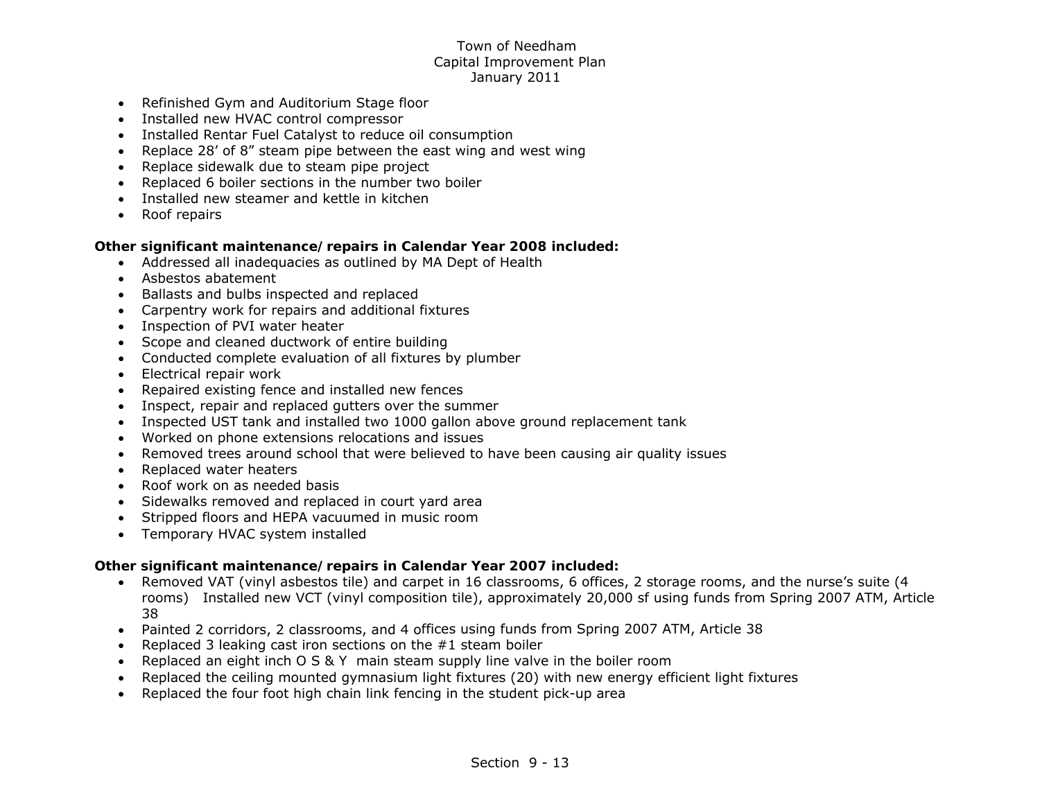- Refinished Gym and Auditorium Stage floor
- Installed new HVAC control compressor
- Installed Rentar Fuel Catalyst to reduce oil consumption
- Replace 28' of 8" steam pipe between the east wing and west wing
- Replace sidewalk due to steam pipe project
- Replaced 6 boiler sections in the number two boiler
- Installed new steamer and kettle in kitchen
- Roof repairs

**Other significant maintenance/repairs in Calendar Year 2008 included:**

- Addressed all inadequacies as outlined by MA Dept of Health
- Asbestos abatement
- Ballasts and bulbs inspected and replaced
- Carpentry work for repairs and additional fixtures
- Inspection of PVI water heater
- Scope and cleaned ductwork of entire building
- Conducted complete evaluation of all fixtures by plumber
- Electrical repair work
- Repaired existing fence and installed new fences
- Inspect, repair and replaced gutters over the summer
- Inspected UST tank and installed two 1000 gallon above ground replacement tank
- Worked on phone extensions relocations and issues
- Removed trees around school that were believed to have been causing air quality issues
- Replaced water heaters
- Roof work on as needed basis
- Sidewalks removed and replaced in court yard area
- Stripped floors and HEPA vacuumed in music room
- Temporary HVAC system installed

**Other significant maintenance/repairs in Calendar Year 2007 included:**

- Removed VAT (vinyl asbestos tile) and carpet in 16 classrooms, 6 offices, 2 storage rooms, and the nurse's suite (4 rooms) Installed new VCT (vinyl composition tile), approximately 20,000 sf using funds from Spring 2007 ATM, Article 38
- Painted 2 corridors, 2 classrooms, and 4 offices using funds from Spring 2007 ATM, Article 38
- Replaced 3 leaking cast iron sections on the #1 steam boiler
- Replaced an eight inch O S & Y main steam supply line valve in the boiler room
- Replaced the ceiling mounted gymnasium light fixtures (20) with new energy efficient light fixtures
- Replaced the four foot high chain link fencing in the student pick-up area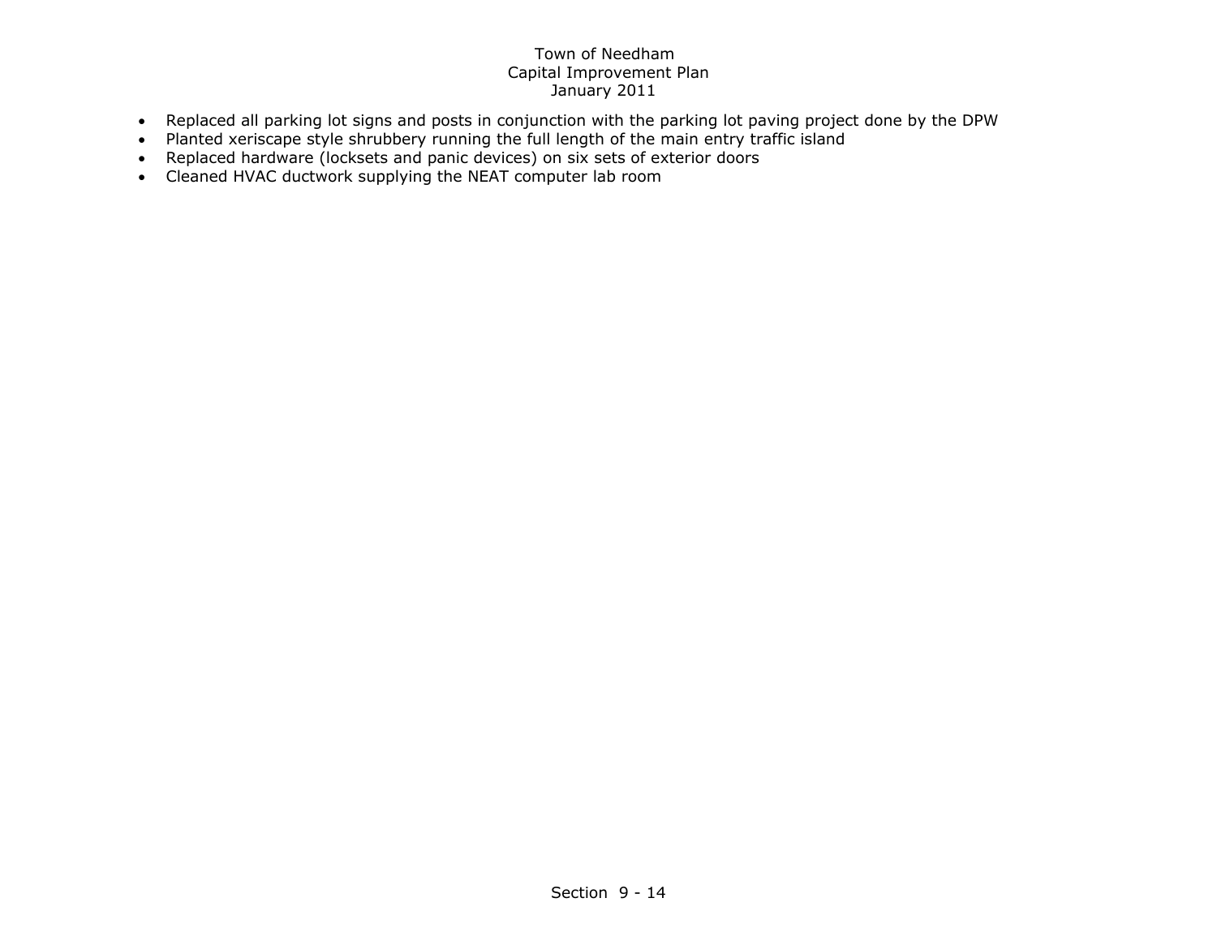- Replaced all parking lot signs and posts in conjunction with the parking lot paving project done by the DPW
- Planted xeriscape style shrubbery running the full length of the main entry traffic island
- Replaced hardware (locksets and panic devices) on six sets of exterior doors
- Cleaned HVAC ductwork supplying the NEAT computer lab room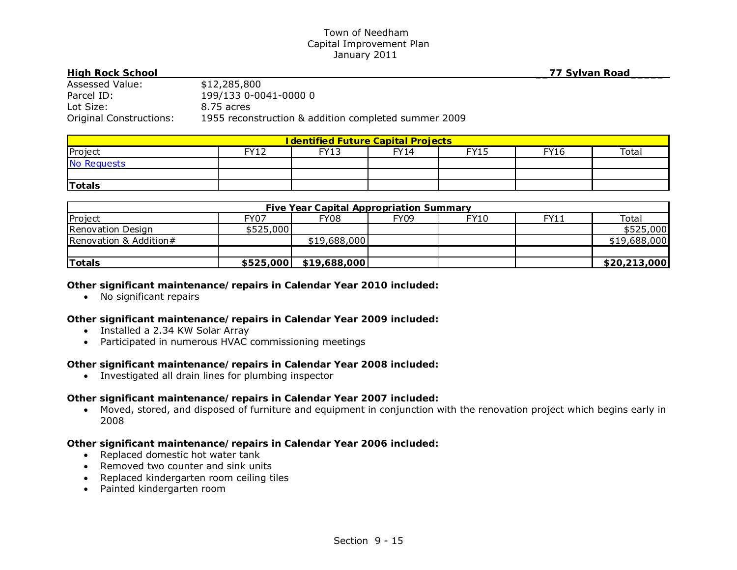Town of Needham
Capital Improvement Plan
January 2011

**High Rock School** **77 Sylvan Road**

Assessed Value: $12,285,800
Parcel ID: 199/133 0-0041-0000 0
Lot Size: 8.75 acres
Original Constructions: 1955 reconstruction & addition completed summer 2009

| Identified Future Capital Projects | | | | | | |
|---|---|---|---|---|---|---|
| Project | FY12 | FY13 | FY14 | FY15 | FY16 | Total |
| No Requests | | | | | | |
| | | | | | | |
| **Totals** | | | | | | |

| Five Year Capital Appropriation Summary | | | | | | |
|---|---|---|---|---|---|---|
| Project | FY07 | FY08 | FY09 | FY10 | FY11 | Total |
| Renovation Design | $525,000 | | | | | $525,000 |
| Renovation & Addition# | | $19,688,000 | | | | $19,688,000 |
| | | | | | | |
| **Totals** | **$525,000** | **$19,688,000** | | | | **$20,213,000** |

**Other significant maintenance/repairs in Calendar Year 2010 included:**

- No significant repairs

**Other significant maintenance/repairs in Calendar Year 2009 included:**

- Installed a 2.34 KW Solar Array
- Participated in numerous HVAC commissioning meetings

**Other significant maintenance/repairs in Calendar Year 2008 included:**

- Investigated all drain lines for plumbing inspector

**Other significant maintenance/repairs in Calendar Year 2007 included:**

- Moved, stored, and disposed of furniture and equipment in conjunction with the renovation project which begins early in 2008

**Other significant maintenance/repairs in Calendar Year 2006 included:**

- Replaced domestic hot water tank
- Removed two counter and sink units
- Replaced kindergarten room ceiling tiles
- Painted kindergarten room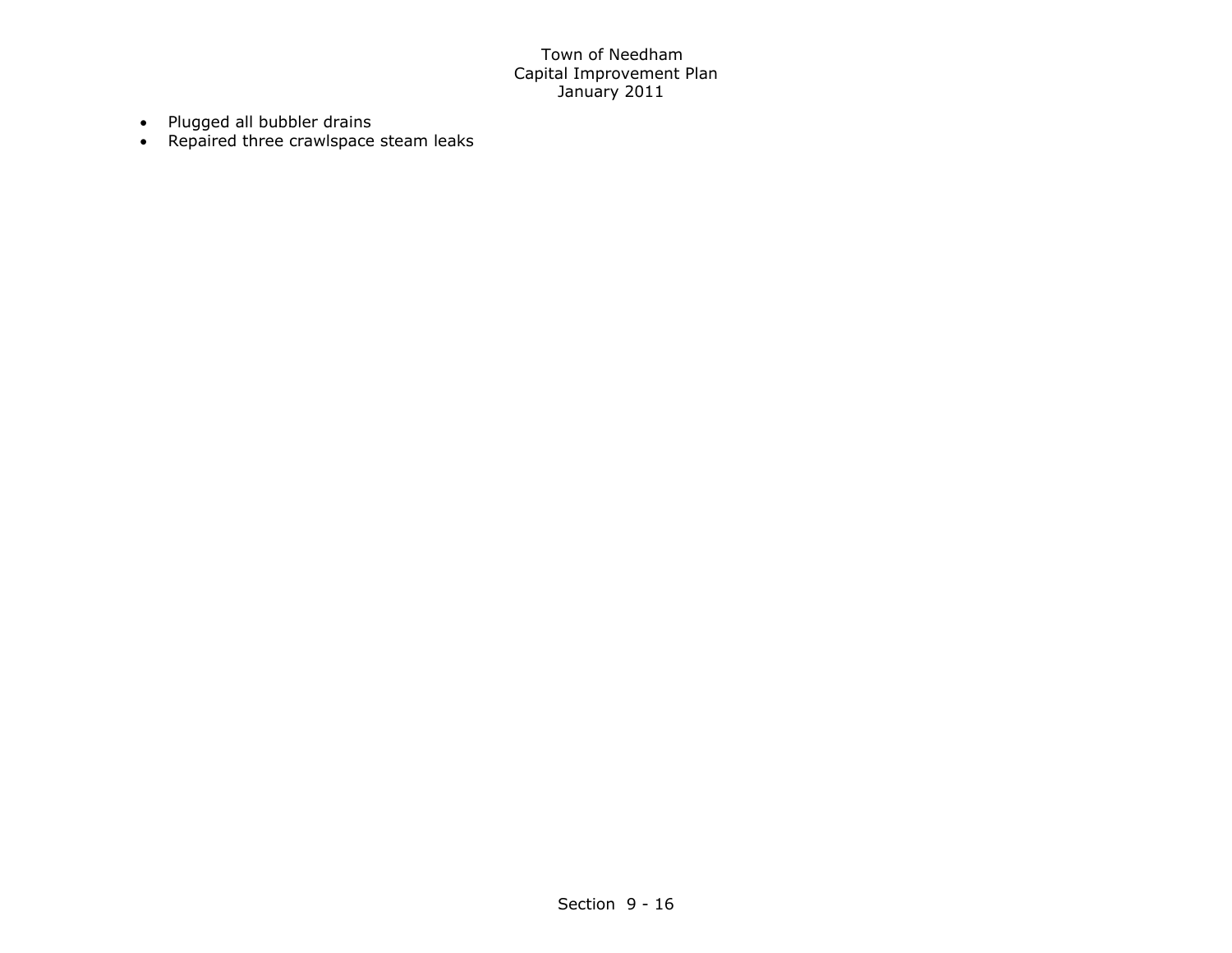- Plugged all bubbler drains
- Repaired three crawlspace steam leaks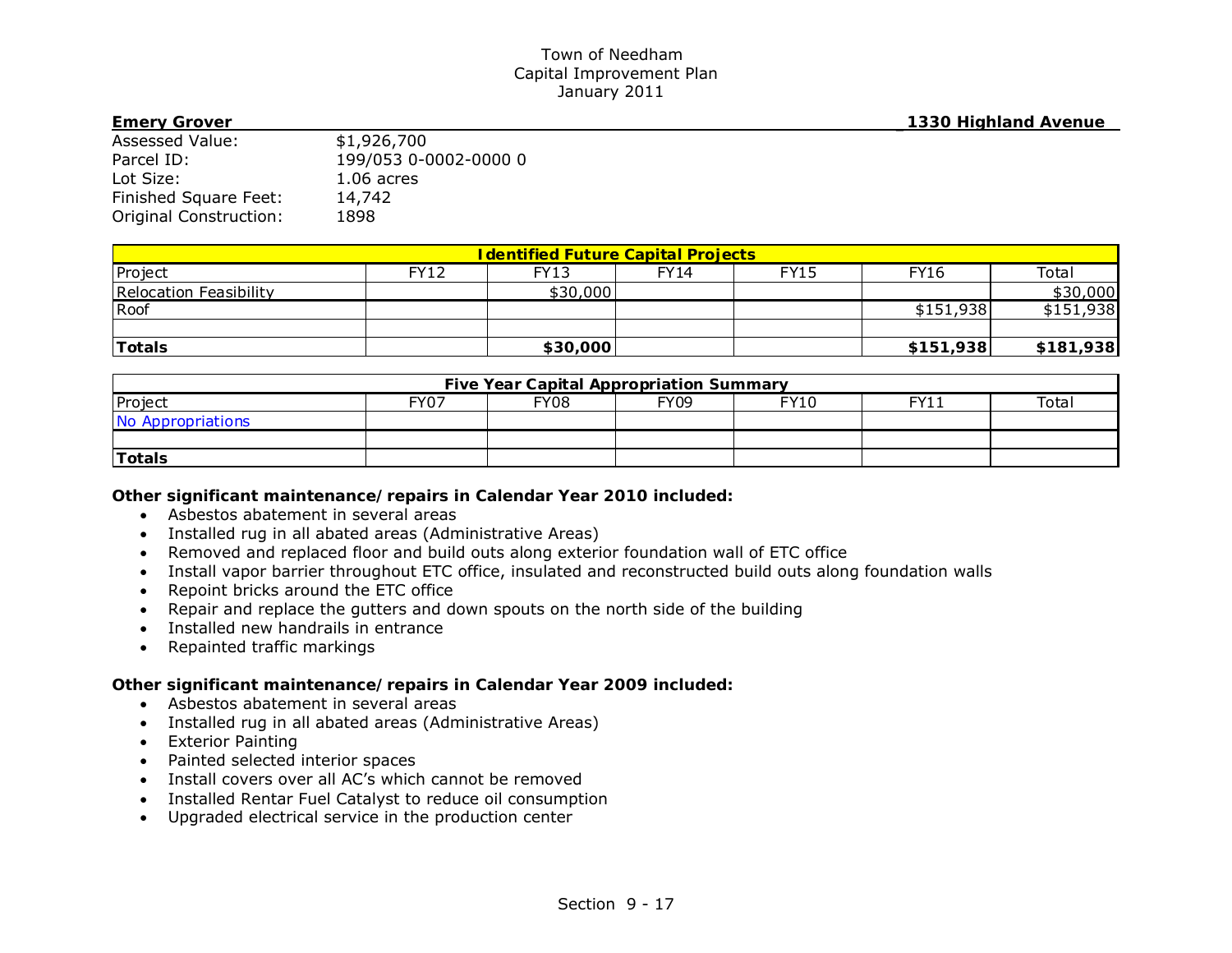Town of Needham
Capital Improvement Plan
January 2011

**Emery Grover** **1330 Highland Avenue**

Assessed Value: $1,926,700
Parcel ID: 199/053 0-0002-0000 0
Lot Size: 1.06 acres
Finished Square Feet: 14,742
Original Construction: 1898

| Identified Future Capital Projects | | | | | | |
|---|---|---|---|---|---|---|
| Project | FY12 | FY13 | FY14 | FY15 | FY16 | Total |
| Relocation Feasibility | | $30,000 | | | | $30,000 |
| Roof | | | | | $151,938 | $151,938 |
| | | | | | | |
| **Totals** | | **$30,000** | | | **$151,938** | **$181,938** |

| Five Year Capital Appropriation Summary | | | | | | |
|---|---|---|---|---|---|---|
| Project | FY07 | FY08 | FY09 | FY10 | FY11 | Total |
| No Appropriations | | | | | | |
| | | | | | | |
| **Totals** | | | | | | |

**Other significant maintenance/repairs in Calendar Year 2010 included:**

- Asbestos abatement in several areas
- Installed rug in all abated areas (Administrative Areas)
- Removed and replaced floor and build outs along exterior foundation wall of ETC office
- Install vapor barrier throughout ETC office, insulated and reconstructed build outs along foundation walls
- Repoint bricks around the ETC office
- Repair and replace the gutters and down spouts on the north side of the building
- Installed new handrails in entrance
- Repainted traffic markings

**Other significant maintenance/repairs in Calendar Year 2009 included:**

- Asbestos abatement in several areas
- Installed rug in all abated areas (Administrative Areas)
- Exterior Painting
- Painted selected interior spaces
- Install covers over all AC's which cannot be removed
- Installed Rentar Fuel Catalyst to reduce oil consumption
- Upgraded electrical service in the production center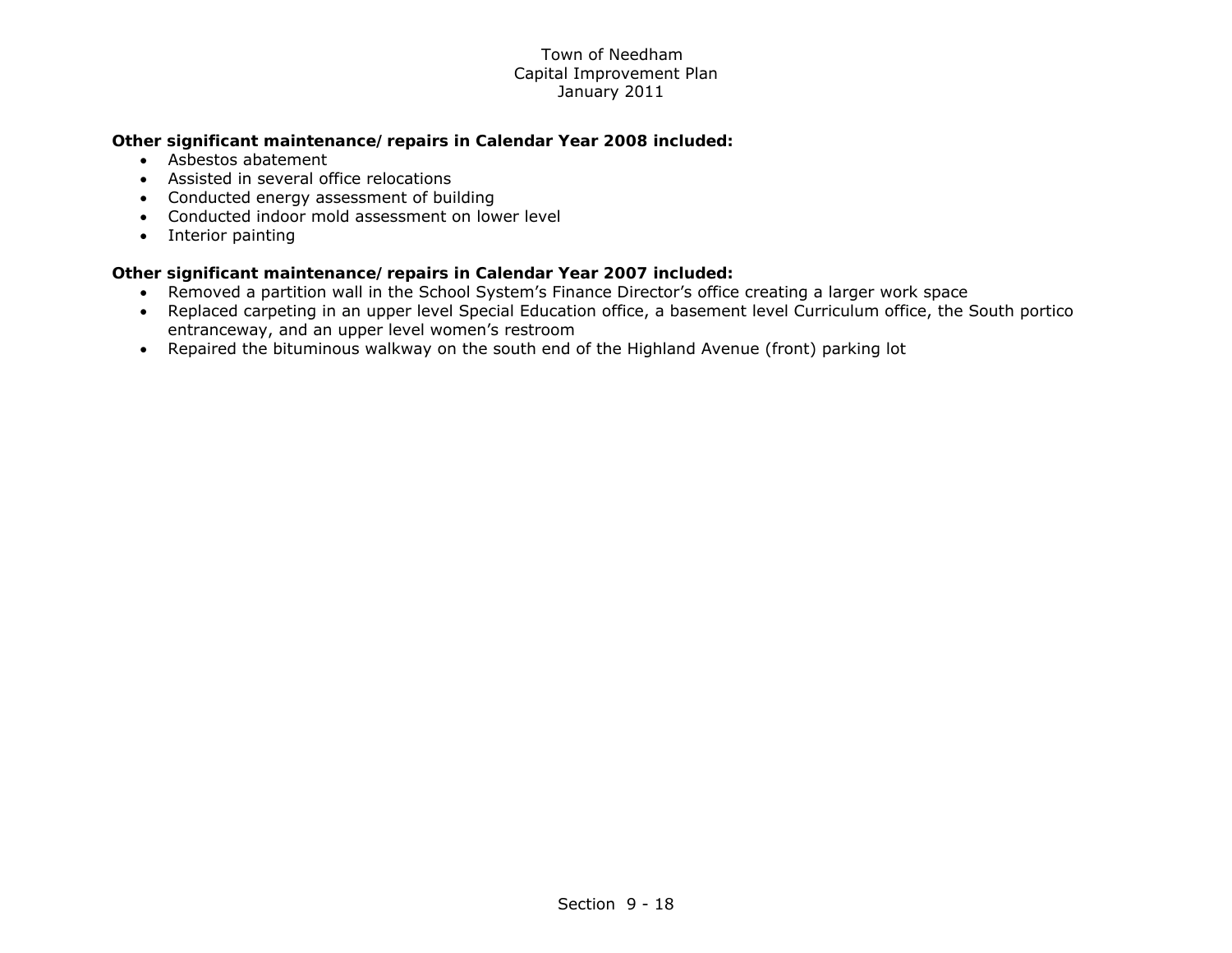**Other significant maintenance/ repairs in Calendar Year 2008 included:**

- Asbestos abatement
- Assisted in several office relocations
- Conducted energy assessment of building
- Conducted indoor mold assessment on lower level
- Interior painting

**Other significant maintenance/ repairs in Calendar Year 2007 included:**

- Removed a partition wall in the School System's Finance Director's office creating a larger work space
- Replaced carpeting in an upper level Special Education office, a basement level Curriculum office, the South portico entranceway, and an upper level women's restroom
- Repaired the bituminous walkway on the south end of the Highland Avenue (front) parking lot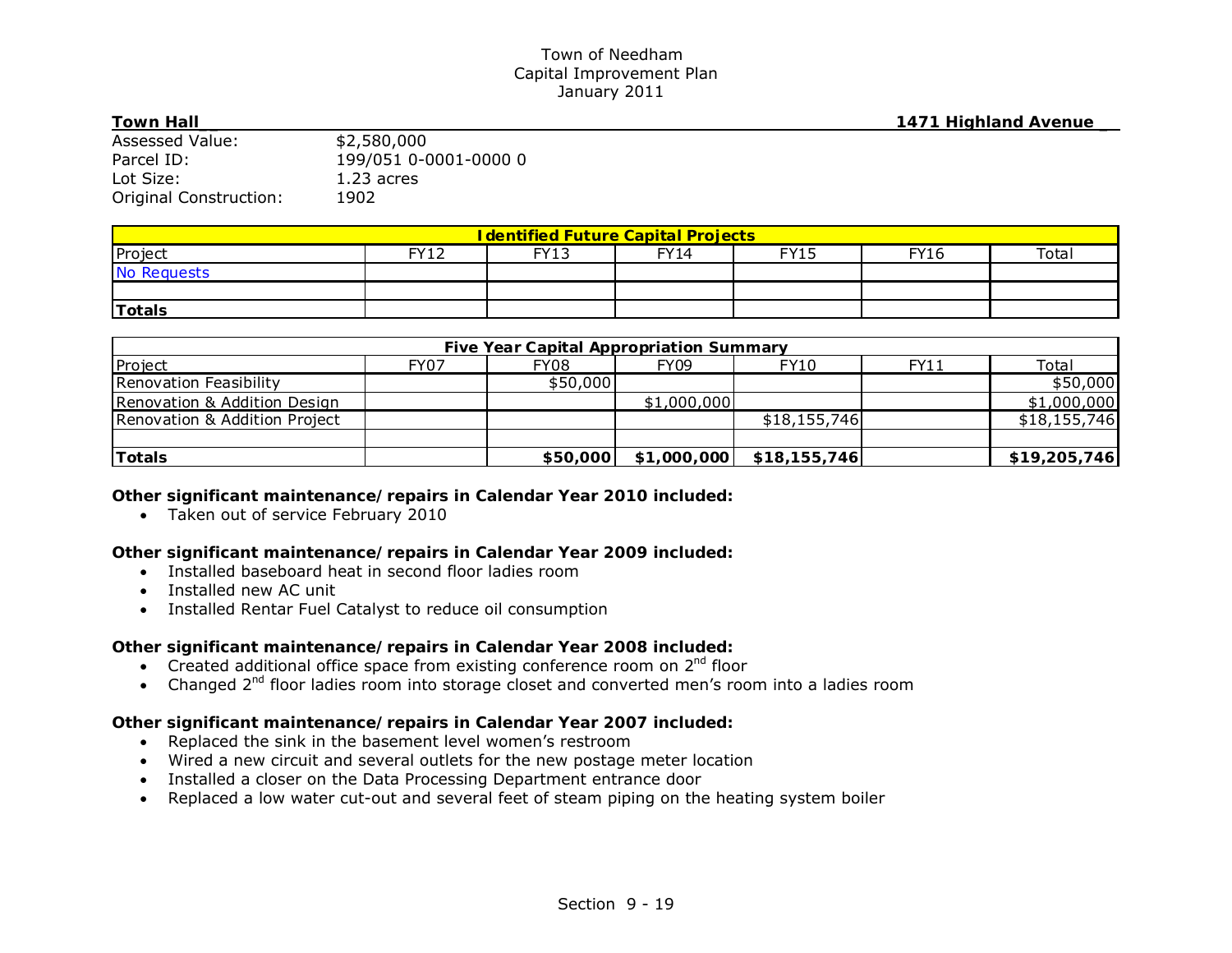Town of Needham
Capital Improvement Plan
January 2011

**Town Hall** **1471 Highland Avenue**

Assessed Value: $2,580,000
Parcel ID: 199/051 0-0001-0000 0
Lot Size: 1.23 acres
Original Construction: 1902

| Identified Future Capital Projects | | | | | | |
|---|---|---|---|---|---|---|
| Project | FY12 | FY13 | FY14 | FY15 | FY16 | Total |
| No Requests | | | | | | |
| | | | | | | |
| **Totals** | | | | | | |

| Five Year Capital Appropriation Summary | | | | | | |
|---|---|---|---|---|---|---|
| Project | FY07 | FY08 | FY09 | FY10 | FY11 | Total |
| Renovation Feasibility | | $50,000 | | | | $50,000 |
| Renovation & Addition Design | | | $1,000,000 | | | $1,000,000 |
| Renovation & Addition Project | | | | $18,155,746 | | $18,155,746 |
| | | | | | | |
| **Totals** | | **$50,000** | **$1,000,000** | **$18,155,746** | | **$19,205,746** |

**Other significant maintenance/repairs in Calendar Year 2010 included:**

- Taken out of service February 2010

**Other significant maintenance/repairs in Calendar Year 2009 included:**

- Installed baseboard heat in second floor ladies room
- Installed new AC unit
- Installed Rentar Fuel Catalyst to reduce oil consumption

**Other significant maintenance/repairs in Calendar Year 2008 included:**

- Created additional office space from existing conference room on 2nd floor
- Changed 2nd floor ladies room into storage closet and converted men's room into a ladies room

**Other significant maintenance/repairs in Calendar Year 2007 included:**

- Replaced the sink in the basement level women's restroom
- Wired a new circuit and several outlets for the new postage meter location
- Installed a closer on the Data Processing Department entrance door
- Replaced a low water cut-out and several feet of steam piping on the heating system boiler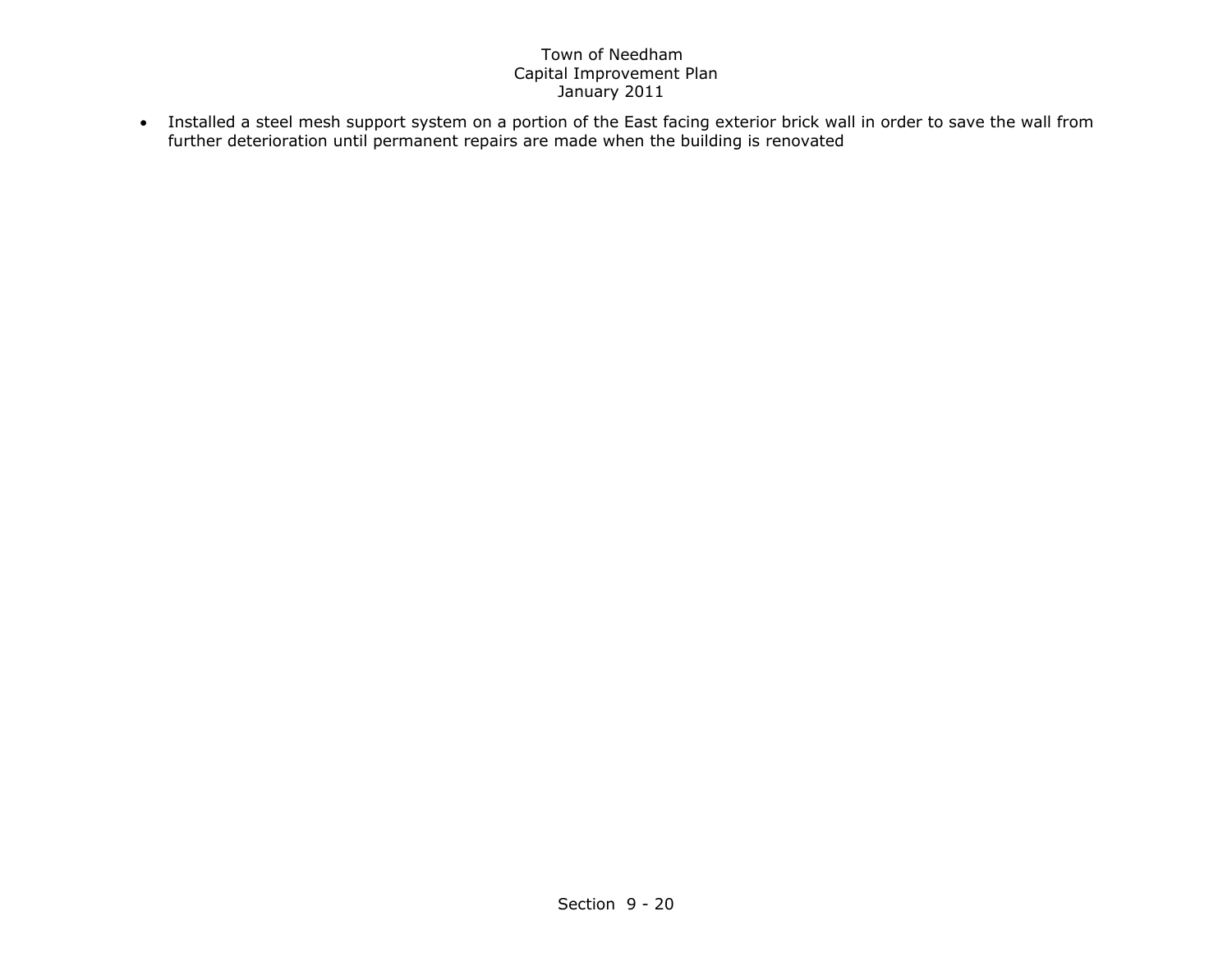- Installed a steel mesh support system on a portion of the East facing exterior brick wall in order to save the wall from further deterioration until permanent repairs are made when the building is renovated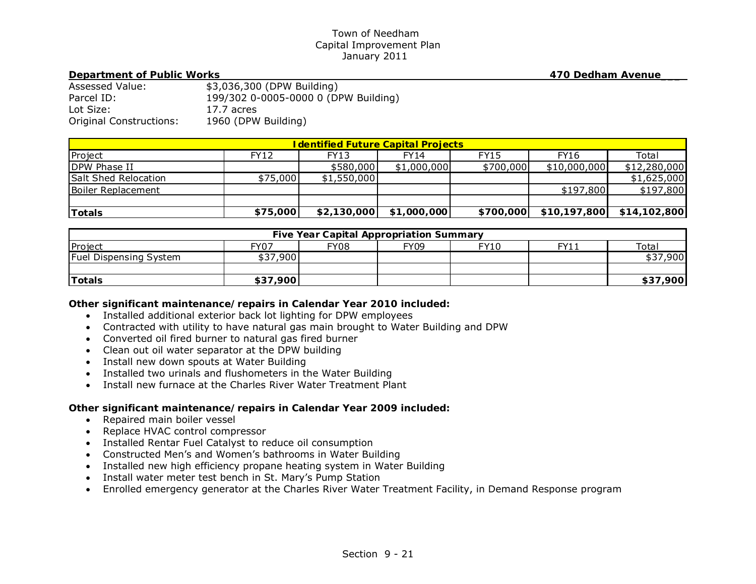Town of Needham
Capital Improvement Plan
January 2011

**Department of Public Works** **470 Dedham Avenue**

Assessed Value: $3,036,300 (DPW Building)
Parcel ID: 199/302 0-0005-0000 0 (DPW Building)
Lot Size: 17.7 acres
Original Constructions: 1960 (DPW Building)

| **Identified Future Capital Projects** | | | | | | |
|---|---|---|---|---|---|---|
| Project | FY12 | FY13 | FY14 | FY15 | FY16 | Total |
| DPW Phase II | | $580,000 | $1,000,000 | $700,000 | $10,000,000 | $12,280,000 |
| Salt Shed Relocation | $75,000 | $1,550,000 | | | | $1,625,000 |
| Boiler Replacement | | | | | $197,800 | $197,800 |
| | | | | | | |
| **Totals** | **$75,000** | **$2,130,000** | **$1,000,000** | **$700,000** | **$10,197,800** | **$14,102,800** |

| **Five Year Capital Appropriation Summary** | | | | | | |
|---|---|---|---|---|---|---|
| Project | FY07 | FY08 | FY09 | FY10 | FY11 | Total |
| Fuel Dispensing System | $37,900 | | | | | $37,900 |
| | | | | | | |
| **Totals** | **$37,900** | | | | | **$37,900** |

**Other significant maintenance/repairs in Calendar Year 2010 included:**

- Installed additional exterior back lot lighting for DPW employees
- Contracted with utility to have natural gas main brought to Water Building and DPW
- Converted oil fired burner to natural gas fired burner
- Clean out oil water separator at the DPW building
- Install new down spouts at Water Building
- Installed two urinals and flushometers in the Water Building
- Install new furnace at the Charles River Water Treatment Plant

**Other significant maintenance/repairs in Calendar Year 2009 included:**

- Repaired main boiler vessel
- Replace HVAC control compressor
- Installed Rentar Fuel Catalyst to reduce oil consumption
- Constructed Men's and Women's bathrooms in Water Building
- Installed new high efficiency propane heating system in Water Building
- Install water meter test bench in St. Mary's Pump Station
- Enrolled emergency generator at the Charles River Water Treatment Facility, in Demand Response program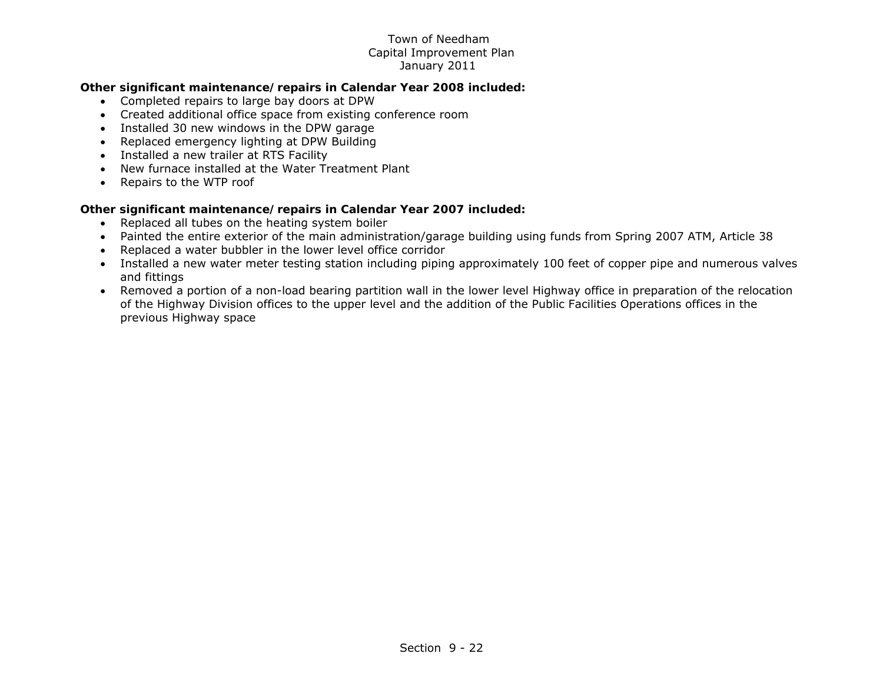**Other significant maintenance/ repairs in Calendar Year 2008 included:**

- Completed repairs to large bay doors at DPW
- Created additional office space from existing conference room
- Installed 30 new windows in the DPW garage
- Replaced emergency lighting at DPW Building
- Installed a new trailer at RTS Facility
- New furnace installed at the Water Treatment Plant
- Repairs to the WTP roof

**Other significant maintenance/ repairs in Calendar Year 2007 included:**

- Replaced all tubes on the heating system boiler
- Painted the entire exterior of the main administration/garage building using funds from Spring 2007 ATM, Article 38
- Replaced a water bubbler in the lower level office corridor
- Installed a new water meter testing station including piping approximately 100 feet of copper pipe and numerous valves and fittings
- Removed a portion of a non-load bearing partition wall in the lower level Highway office in preparation of the relocation of the Highway Division offices to the upper level and the addition of the Public Facilities Operations offices in the previous Highway space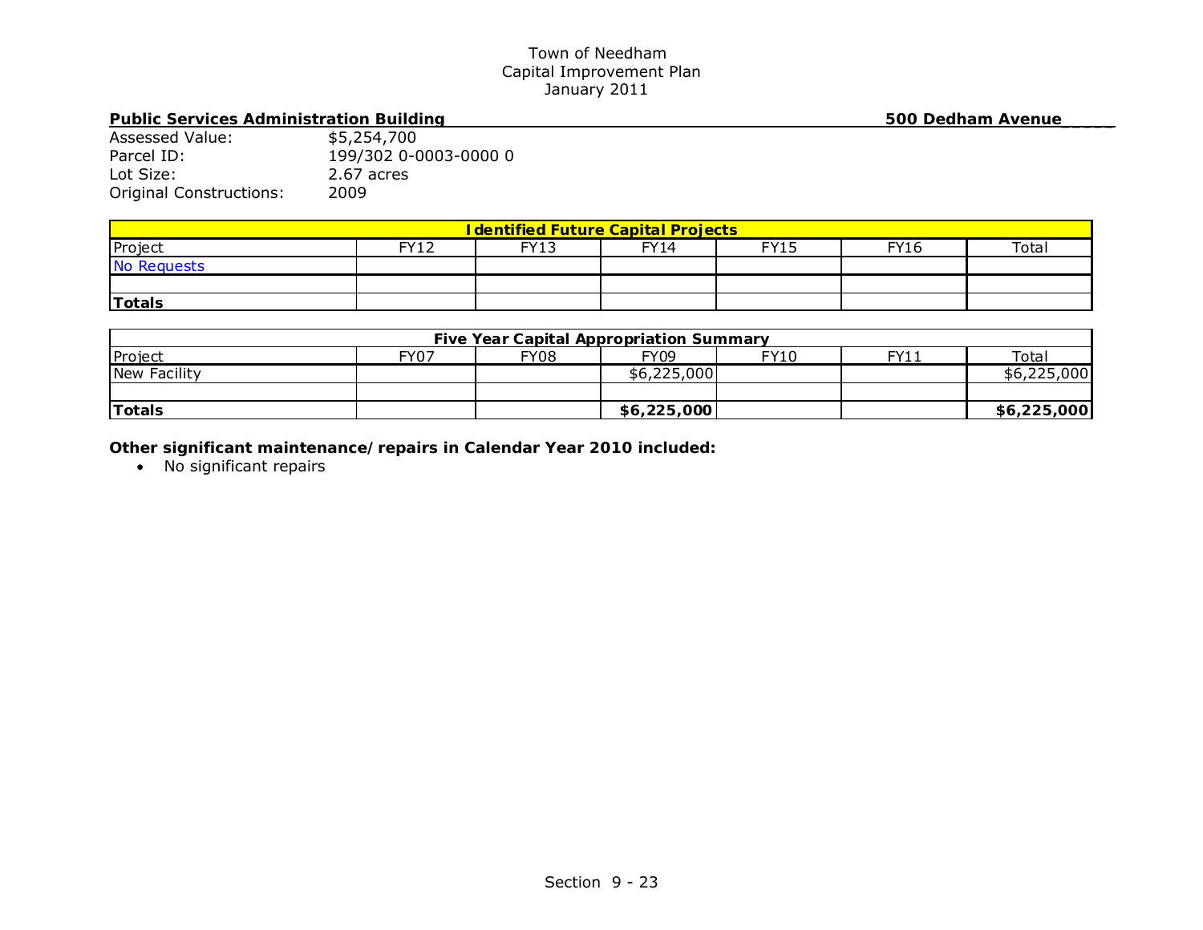Town of Needham
Capital Improvement Plan
January 2011

**Public Services Administration Building** **500 Dedham Avenue**

Assessed Value: $5,254,700
Parcel ID: 199/302 0-0003-0000 0
Lot Size: 2.67 acres
Original Constructions: 2009

| Identified Future Capital Projects | | | | | | |
|---|---|---|---|---|---|---|
| Project | FY12 | FY13 | FY14 | FY15 | FY16 | Total |
| No Requests | | | | | | |
| | | | | | | |
| **Totals** | | | | | | |

| Five Year Capital Appropriation Summary | | | | | | |
|---|---|---|---|---|---|---|
| Project | FY07 | FY08 | FY09 | FY10 | FY11 | Total |
| New Facility | | | $6,225,000 | | | $6,225,000 |
| | | | | | | |
| **Totals** | | | **$6,225,000** | | | **$6,225,000** |

**Other significant maintenance/repairs in Calendar Year 2010 included:**

- No significant repairs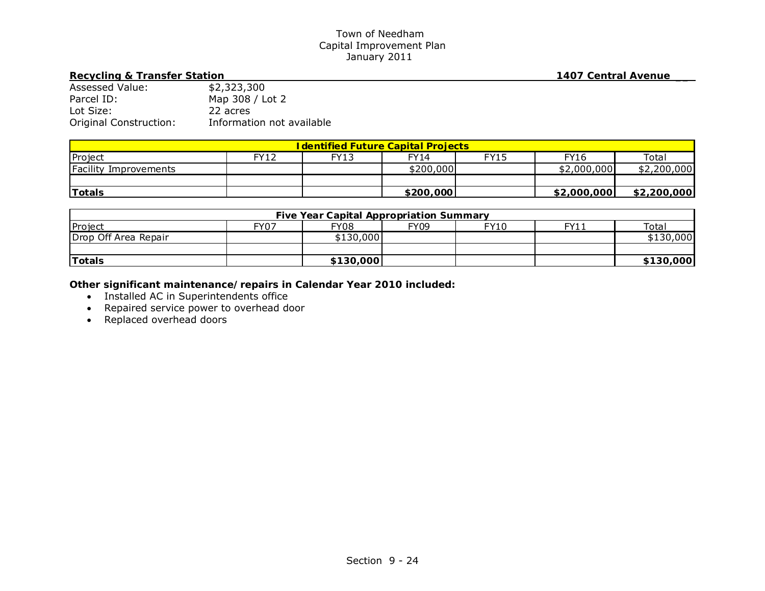Town of Needham
Capital Improvement Plan
January 2011

**Recycling & Transfer Station** **1407 Central Avenue**

Assessed Value: $2,323,300
Parcel ID: Map 308 / Lot 2
Lot Size: 22 acres
Original Construction: Information not available

| Identified Future Capital Projects | | | | | | |
|---|---|---|---|---|---|---|
| Project | FY12 | FY13 | FY14 | FY15 | FY16 | Total |
| Facility Improvements | | | $200,000 | | $2,000,000 | $2,200,000 |
| | | | | | | |
| **Totals** | | | **$200,000** | | **$2,000,000** | **$2,200,000** |

| Five Year Capital Appropriation Summary | | | | | | |
|---|---|---|---|---|---|---|
| Project | FY07 | FY08 | FY09 | FY10 | FY11 | Total |
| Drop Off Area Repair | | $130,000 | | | | $130,000 |
| | | | | | | |
| **Totals** | | **$130,000** | | | | **$130,000** |

**Other significant maintenance/repairs in Calendar Year 2010 included:**

- Installed AC in Superintendents office
- Repaired service power to overhead door
- Replaced overhead doors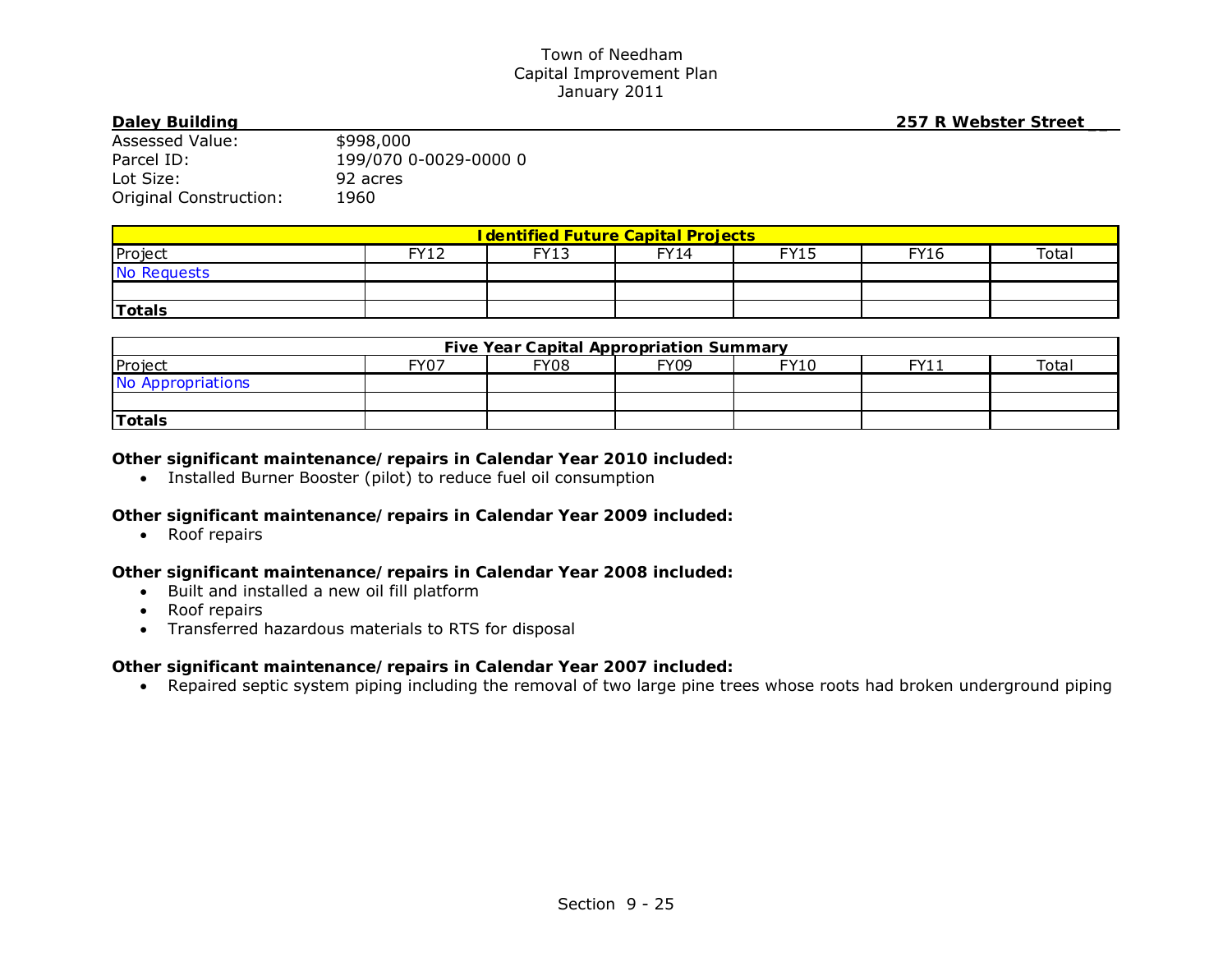Town of Needham
Capital Improvement Plan
January 2011

**Daley Building** **257 R Webster Street**

Assessed Value: $998,000
Parcel ID: 199/070 0-0029-0000 0
Lot Size: 92 acres
Original Construction: 1960

| Identified Future Capital Projects | | | | | | |
|---|---|---|---|---|---|---|
| Project | FY12 | FY13 | FY14 | FY15 | FY16 | Total |
| No Requests | | | | | | |
| | | | | | | |
| **Totals** | | | | | | |

| Five Year Capital Appropriation Summary | | | | | | |
|---|---|---|---|---|---|---|
| Project | FY07 | FY08 | FY09 | FY10 | FY11 | Total |
| No Appropriations | | | | | | |
| | | | | | | |
| **Totals** | | | | | | |

**Other significant maintenance/repairs in Calendar Year 2010 included:**

- Installed Burner Booster (pilot) to reduce fuel oil consumption

**Other significant maintenance/repairs in Calendar Year 2009 included:**

- Roof repairs

**Other significant maintenance/repairs in Calendar Year 2008 included:**

- Built and installed a new oil fill platform
- Roof repairs
- Transferred hazardous materials to RTS for disposal

**Other significant maintenance/repairs in Calendar Year 2007 included:**

- Repaired septic system piping including the removal of two large pine trees whose roots had broken underground piping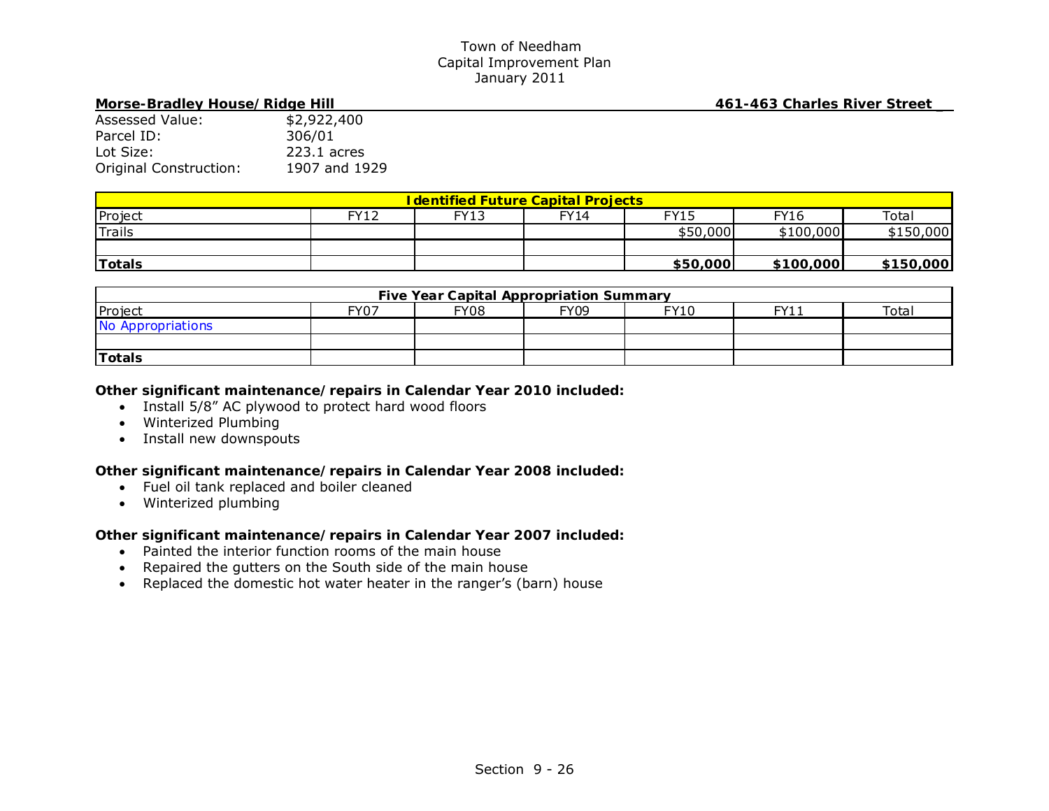Town of Needham
Capital Improvement Plan
January 2011

**Morse-Bradley House/ Ridge Hill** **461-463 Charles River Street**

Assessed Value: $2,922,400
Parcel ID: 306/01
Lot Size: 223.1 acres
Original Construction: 1907 and 1929

| Identified Future Capital Projects | | | | | | |
|---|---|---|---|---|---|---|
| Project | FY12 | FY13 | FY14 | FY15 | FY16 | Total |
| Trails | | | | $50,000 | $100,000 | $150,000 |
| | | | | | | |
| **Totals** | | | | **$50,000** | **$100,000** | **$150,000** |

| Five Year Capital Appropriation Summary | | | | | | |
|---|---|---|---|---|---|---|
| Project | FY07 | FY08 | FY09 | FY10 | FY11 | Total |
| No Appropriations | | | | | | |
| | | | | | | |
| **Totals** | | | | | | |

**Other significant maintenance/ repairs in Calendar Year 2010 included:**

- Install 5/8" AC plywood to protect hard wood floors
- Winterized Plumbing
- Install new downspouts

**Other significant maintenance/ repairs in Calendar Year 2008 included:**

- Fuel oil tank replaced and boiler cleaned
- Winterized plumbing

**Other significant maintenance/ repairs in Calendar Year 2007 included:**

- Painted the interior function rooms of the main house
- Repaired the gutters on the South side of the main house
- Replaced the domestic hot water heater in the ranger's (barn) house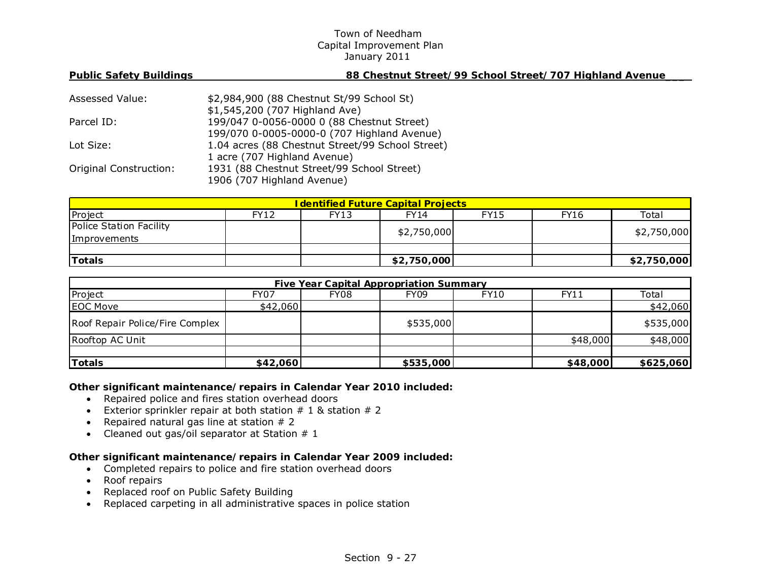Town of Needham
Capital Improvement Plan
January 2011

**Public Safety Buildings** **88 Chestnut Street/99 School Street/707 Highland Avenue**

| | |
|---|---|
| Assessed Value: | $2,984,900 (88 Chestnut St/99 School St) |
| | $1,545,200 (707 Highland Ave) |
| Parcel ID: | 199/047 0-0056-0000 0 (88 Chestnut Street) |
| | 199/070 0-0005-0000-0 (707 Highland Avenue) |
| Lot Size: | 1.04 acres (88 Chestnut Street/99 School Street) |
| | 1 acre (707 Highland Avenue) |
| Original Construction: | 1931 (88 Chestnut Street/99 School Street) |
| | 1906 (707 Highland Avenue) |

**Identified Future Capital Projects**

| Project | FY12 | FY13 | FY14 | FY15 | FY16 | Total |
|---|---|---|---|---|---|---|
| Police Station Facility Improvements | | | $2,750,000 | | | $2,750,000 |
| | | | | | | |
| **Totals** | | | **$2,750,000** | | | **$2,750,000** |

**Five Year Capital Appropriation Summary**

| Project | FY07 | FY08 | FY09 | FY10 | FY11 | Total |
|---|---|---|---|---|---|---|
| EOC Move | $42,060 | | | | | $42,060 |
| Roof Repair Police/Fire Complex | | | $535,000 | | | $535,000 |
| Rooftop AC Unit | | | | | $48,000 | $48,000 |
| | | | | | | |
| **Totals** | **$42,060** | | **$535,000** | | **$48,000** | **$625,060** |

**Other significant maintenance/repairs in Calendar Year 2010 included:**

- Repaired police and fires station overhead doors
- Exterior sprinkler repair at both station # 1 & station # 2
- Repaired natural gas line at station # 2
- Cleaned out gas/oil separator at Station # 1

**Other significant maintenance/repairs in Calendar Year 2009 included:**

- Completed repairs to police and fire station overhead doors
- Roof repairs
- Replaced roof on Public Safety Building
- Replaced carpeting in all administrative spaces in police station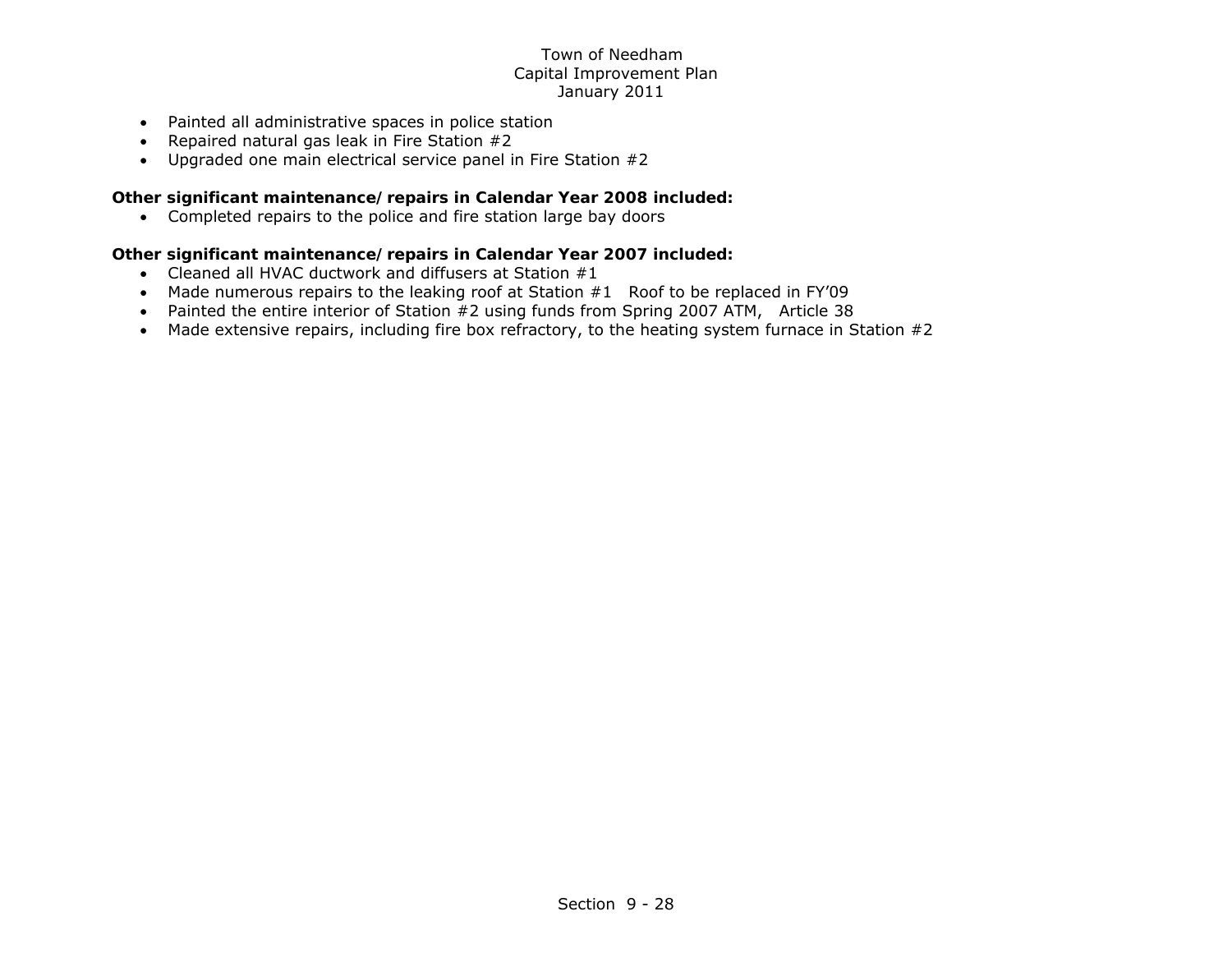- Painted all administrative spaces in police station
- Repaired natural gas leak in Fire Station #2
- Upgraded one main electrical service panel in Fire Station #2

**Other significant maintenance/repairs in Calendar Year 2008 included:**

- Completed repairs to the police and fire station large bay doors

**Other significant maintenance/repairs in Calendar Year 2007 included:**

- Cleaned all HVAC ductwork and diffusers at Station #1
- Made numerous repairs to the leaking roof at Station #1 Roof to be replaced in FY'09
- Painted the entire interior of Station #2 using funds from Spring 2007 ATM, Article 38
- Made extensive repairs, including fire box refractory, to the heating system furnace in Station #2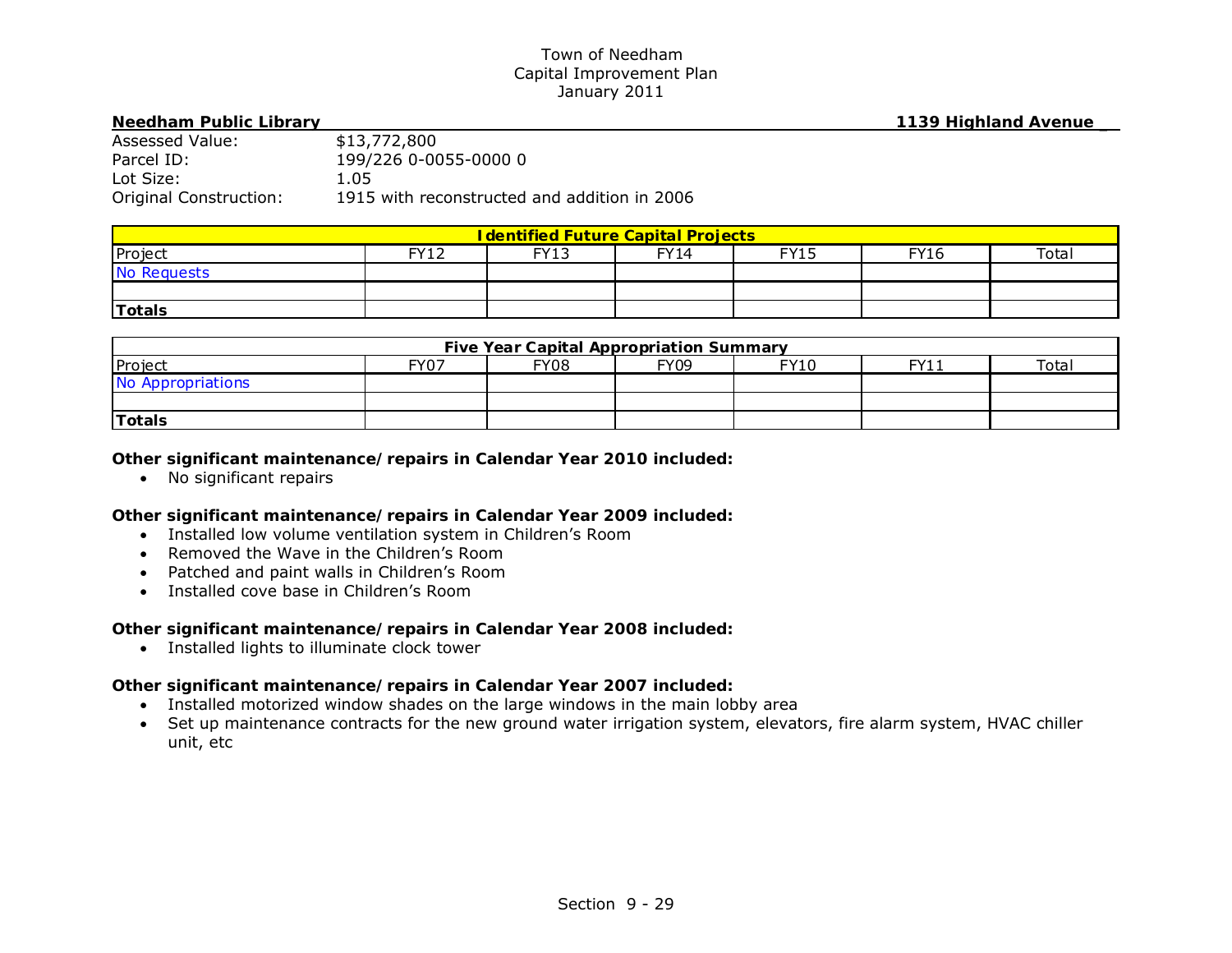Town of Needham
Capital Improvement Plan
January 2011

**Needham Public Library** **1139 Highland Avenue**

Assessed Value: $13,772,800
Parcel ID: 199/226 0-0055-0000 0
Lot Size: 1.05
Original Construction: 1915 with reconstructed and addition in 2006

| Identified Future Capital Projects | | | | | | |
|---|---|---|---|---|---|---|
| Project | FY12 | FY13 | FY14 | FY15 | FY16 | Total |
| No Requests | | | | | | |
| | | | | | | |
| **Totals** | | | | | | |

| Five Year Capital Appropriation Summary | | | | | | |
|---|---|---|---|---|---|---|
| Project | FY07 | FY08 | FY09 | FY10 | FY11 | Total |
| No Appropriations | | | | | | |
| | | | | | | |
| **Totals** | | | | | | |

**Other significant maintenance/repairs in Calendar Year 2010 included:**

- No significant repairs

**Other significant maintenance/repairs in Calendar Year 2009 included:**

- Installed low volume ventilation system in Children's Room
- Removed the Wave in the Children's Room
- Patched and paint walls in Children's Room
- Installed cove base in Children's Room

**Other significant maintenance/repairs in Calendar Year 2008 included:**

- Installed lights to illuminate clock tower

**Other significant maintenance/repairs in Calendar Year 2007 included:**

- Installed motorized window shades on the large windows in the main lobby area
- Set up maintenance contracts for the new ground water irrigation system, elevators, fire alarm system, HVAC chiller unit, etc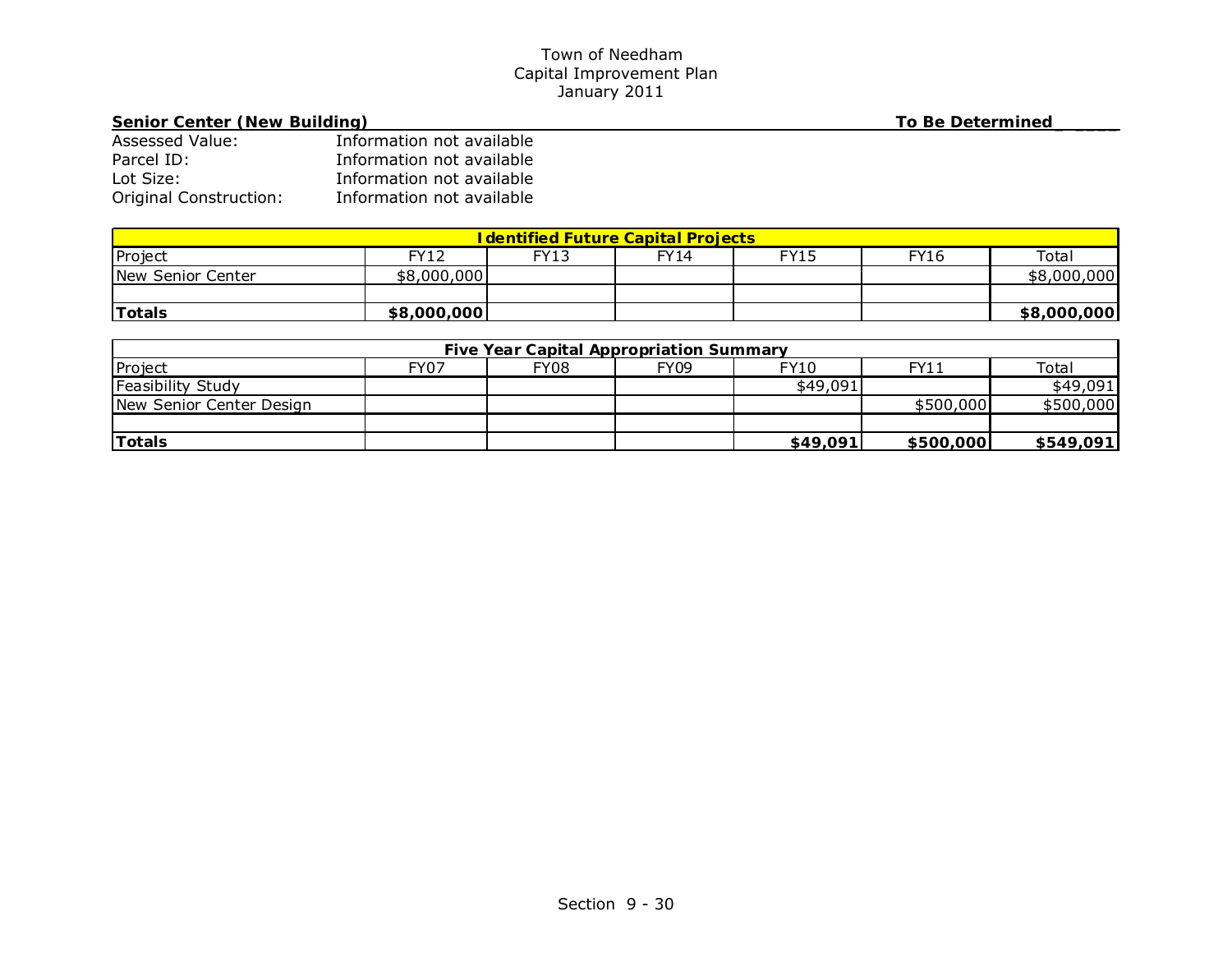Town of Needham
Capital Improvement Plan
January 2011

**Senior Center (New Building)** **To Be Determined**

Assessed Value: Information not available
Parcel ID: Information not available
Lot Size: Information not available
Original Construction: Information not available

| Identified Future Capital Projects | | | | | | |
|---|---|---|---|---|---|---|
| Project | FY12 | FY13 | FY14 | FY15 | FY16 | Total |
| New Senior Center | $8,000,000 | | | | | $8,000,000 |
| | | | | | | |
| **Totals** | **$8,000,000** | | | | | **$8,000,000** |

| Five Year Capital Appropriation Summary | | | | | | |
|---|---|---|---|---|---|---|
| Project | FY07 | FY08 | FY09 | FY10 | FY11 | Total |
| Feasibility Study | | | | $49,091 | | $49,091 |
| New Senior Center Design | | | | | $500,000 | $500,000 |
| | | | | | | |
| **Totals** | | | | **$49,091** | **$500,000** | **$549,091** |

Section 9 - 30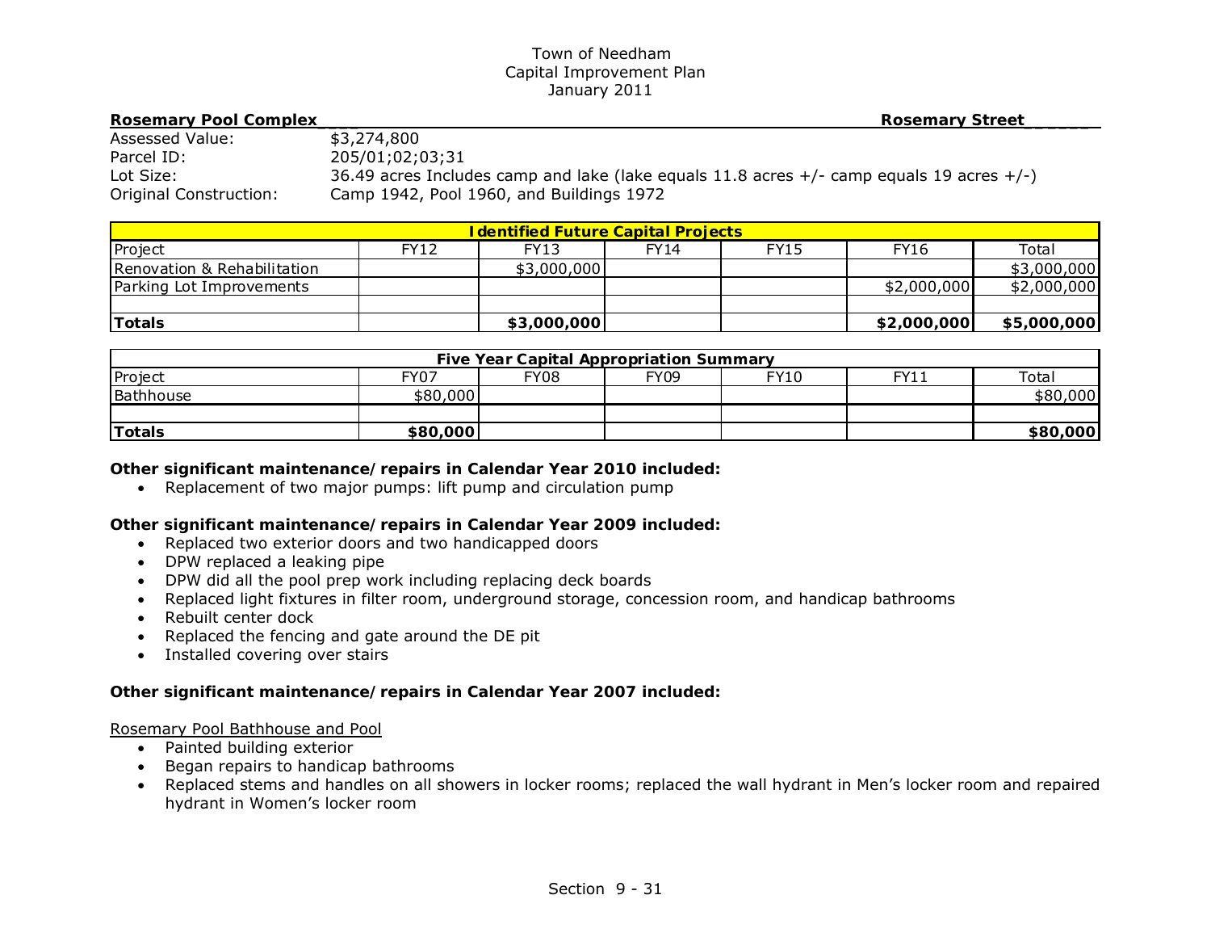Town of Needham
Capital Improvement Plan
January 2011

**Rosemary Pool Complex** **Rosemary Street**

Assessed Value: $3,274,800
Parcel ID: 205/01;02;03;31
Lot Size: 36.49 acres Includes camp and lake (lake equals 11.8 acres +/- camp equals 19 acres +/-)
Original Construction: Camp 1942, Pool 1960, and Buildings 1972

| **Identified Future Capital Projects** | | | | | | |
|---|---|---|---|---|---|---|
| Project | FY12 | FY13 | FY14 | FY15 | FY16 | Total |
| Renovation & Rehabilitation | | $3,000,000 | | | | $3,000,000 |
| Parking Lot Improvements | | | | | $2,000,000 | $2,000,000 |
| | | | | | | |
| **Totals** | | **$3,000,000** | | | **$2,000,000** | **$5,000,000** |

| **Five Year Capital Appropriation Summary** | | | | | | |
|---|---|---|---|---|---|---|
| Project | FY07 | FY08 | FY09 | FY10 | FY11 | Total |
| Bathhouse | $80,000 | | | | | $80,000 |
| | | | | | | |
| **Totals** | **$80,000** | | | | | **$80,000** |

**Other significant maintenance/repairs in Calendar Year 2010 included:**

- Replacement of two major pumps: lift pump and circulation pump

**Other significant maintenance/repairs in Calendar Year 2009 included:**

- Replaced two exterior doors and two handicapped doors
- DPW replaced a leaking pipe
- DPW did all the pool prep work including replacing deck boards
- Replaced light fixtures in filter room, underground storage, concession room, and handicap bathrooms
- Rebuilt center dock
- Replaced the fencing and gate around the DE pit
- Installed covering over stairs

**Other significant maintenance/repairs in Calendar Year 2007 included:**

Rosemary Pool Bathhouse and Pool

- Painted building exterior
- Began repairs to handicap bathrooms
- Replaced stems and handles on all showers in locker rooms; replaced the wall hydrant in Men's locker room and repaired hydrant in Women's locker room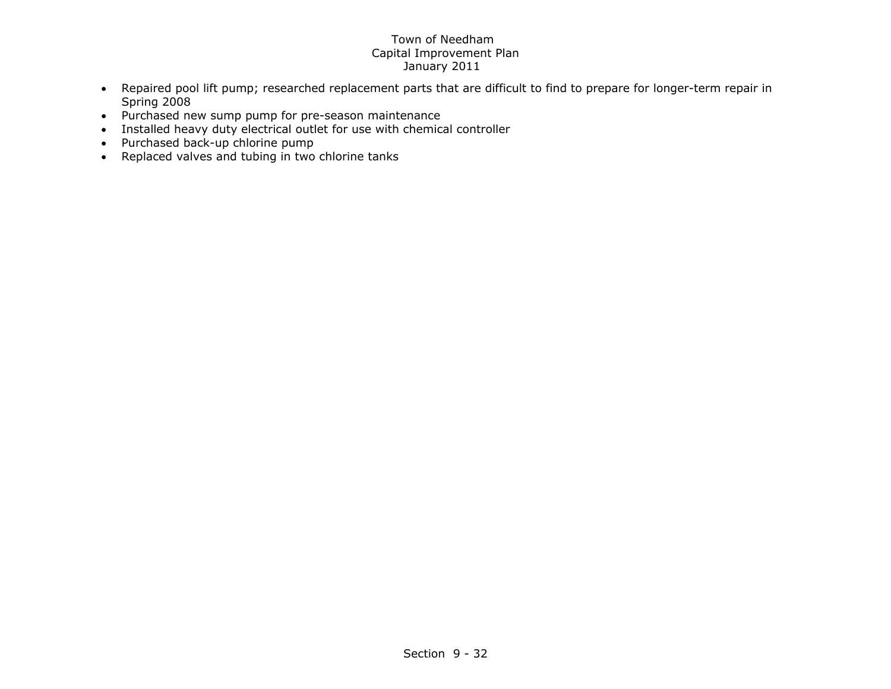- Repaired pool lift pump; researched replacement parts that are difficult to find to prepare for longer-term repair in Spring 2008
- Purchased new sump pump for pre-season maintenance
- Installed heavy duty electrical outlet for use with chemical controller
- Purchased back-up chlorine pump
- Replaced valves and tubing in two chlorine tanks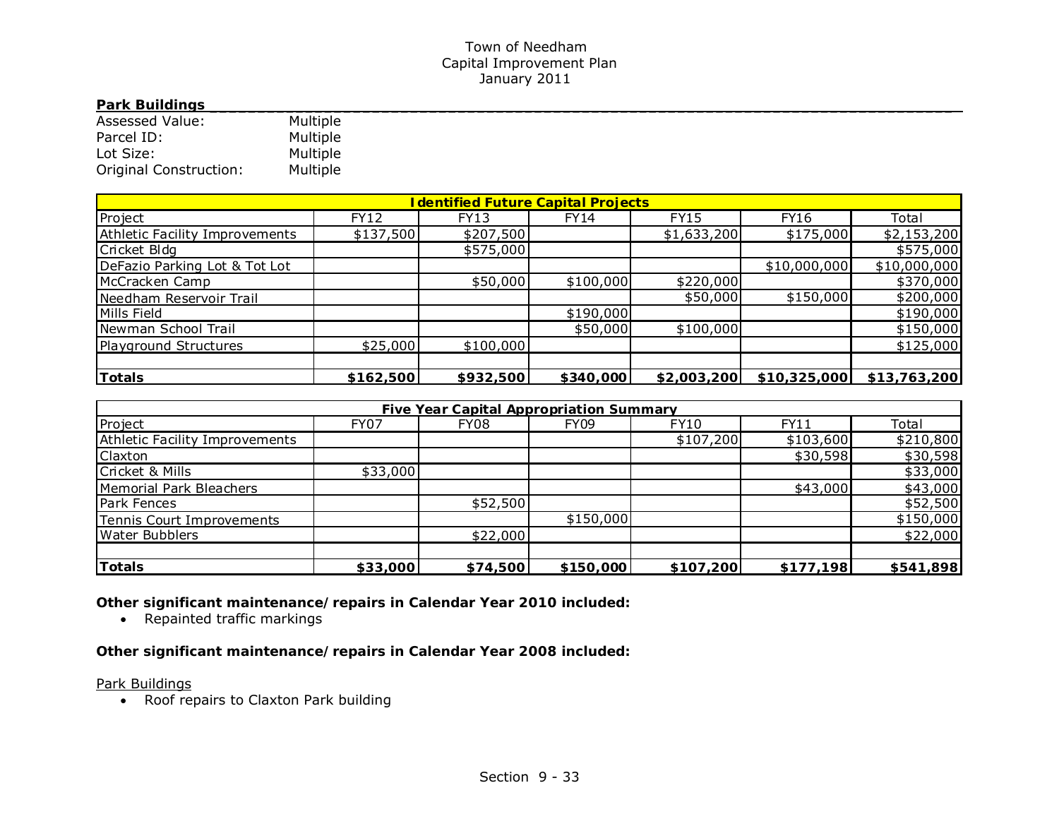Town of Needham
Capital Improvement Plan
January 2011

## Park Buildings

Assessed Value: Multiple
Parcel ID: Multiple
Lot Size: Multiple
Original Construction: Multiple

| Identified Future Capital Projects | | | | | | |
|---|---|---|---|---|---|---|
| Project | FY12 | FY13 | FY14 | FY15 | FY16 | Total |
| Athletic Facility Improvements | $137,500 | $207,500 | | $1,633,200 | $175,000 | $2,153,200 |
| Cricket Bldg | | $575,000 | | | | $575,000 |
| DeFazio Parking Lot & Tot Lot | | | | | $10,000,000 | $10,000,000 |
| McCracken Camp | | $50,000 | $100,000 | $220,000 | | $370,000 |
| Needham Reservoir Trail | | | | $50,000 | $150,000 | $200,000 |
| Mills Field | | | $190,000 | | | $190,000 |
| Newman School Trail | | | $50,000 | $100,000 | | $150,000 |
| Playground Structures | $25,000 | $100,000 | | | | $125,000 |
| | | | | | | |
| **Totals** | **$162,500** | **$932,500** | **$340,000** | **$2,003,200** | **$10,325,000** | **$13,763,200** |

| Five Year Capital Appropriation Summary | | | | | | |
|---|---|---|---|---|---|---|
| Project | FY07 | FY08 | FY09 | FY10 | FY11 | Total |
| Athletic Facility Improvements | | | | $107,200 | $103,600 | $210,800 |
| Claxton | | | | | $30,598 | $30,598 |
| Cricket & Mills | $33,000 | | | | | $33,000 |
| Memorial Park Bleachers | | | | | $43,000 | $43,000 |
| Park Fences | | $52,500 | | | | $52,500 |
| Tennis Court Improvements | | | $150,000 | | | $150,000 |
| Water Bubblers | | $22,000 | | | | $22,000 |
| | | | | | | |
| **Totals** | **$33,000** | **$74,500** | **$150,000** | **$107,200** | **$177,198** | **$541,898** |

**Other significant maintenance/repairs in Calendar Year 2010 included:**

- Repainted traffic markings

**Other significant maintenance/repairs in Calendar Year 2008 included:**

Park Buildings

- Roof repairs to Claxton Park building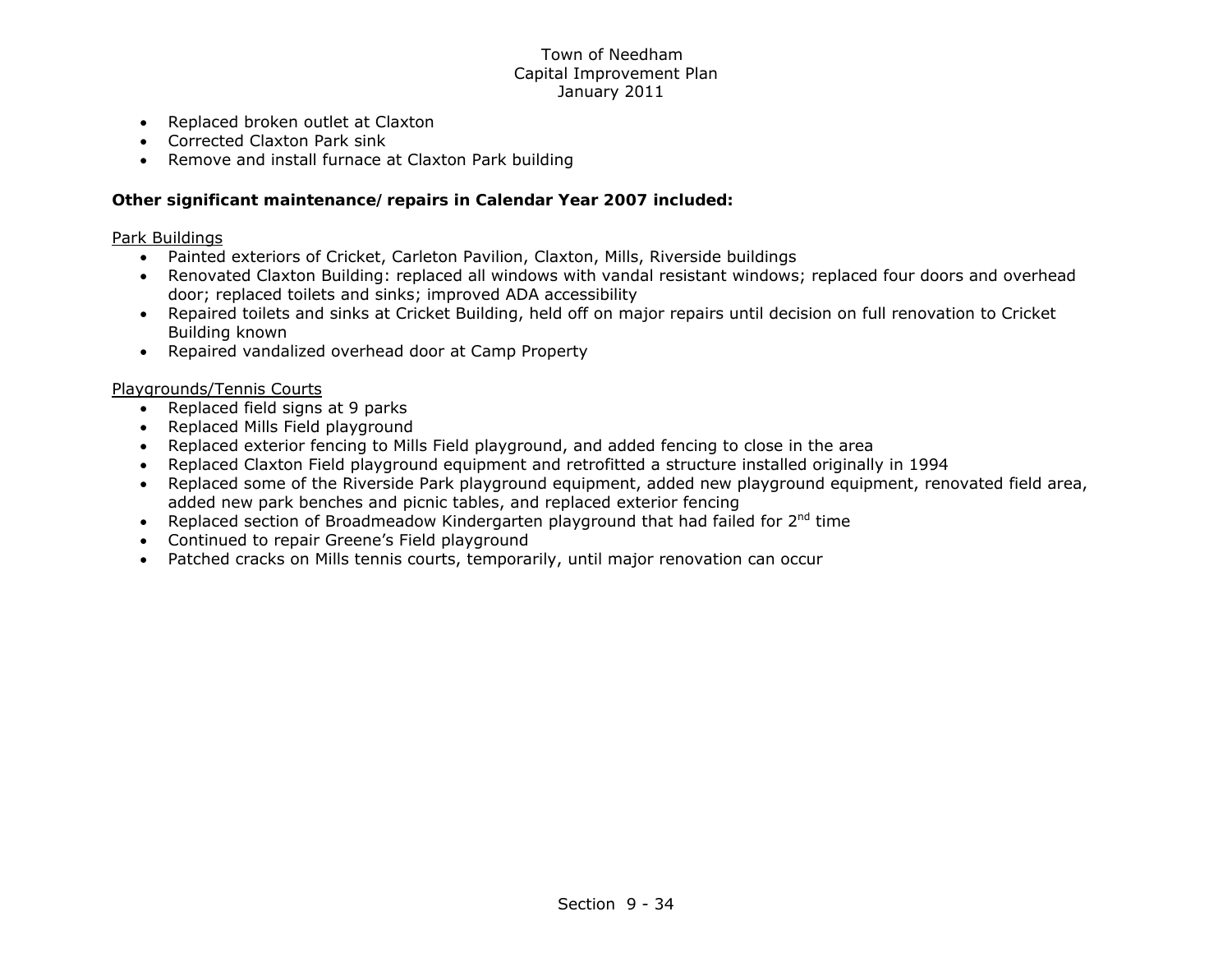- Replaced broken outlet at Claxton
- Corrected Claxton Park sink
- Remove and install furnace at Claxton Park building

**Other significant maintenance/repairs in Calendar Year 2007 included:**

Park Buildings

- Painted exteriors of Cricket, Carleton Pavilion, Claxton, Mills, Riverside buildings
- Renovated Claxton Building: replaced all windows with vandal resistant windows; replaced four doors and overhead door; replaced toilets and sinks; improved ADA accessibility
- Repaired toilets and sinks at Cricket Building, held off on major repairs until decision on full renovation to Cricket Building known
- Repaired vandalized overhead door at Camp Property

Playgrounds/Tennis Courts

- Replaced field signs at 9 parks
- Replaced Mills Field playground
- Replaced exterior fencing to Mills Field playground, and added fencing to close in the area
- Replaced Claxton Field playground equipment and retrofitted a structure installed originally in 1994
- Replaced some of the Riverside Park playground equipment, added new playground equipment, renovated field area, added new park benches and picnic tables, and replaced exterior fencing
- Replaced section of Broadmeadow Kindergarten playground that had failed for 2nd time
- Continued to repair Greene's Field playground
- Patched cracks on Mills tennis courts, temporarily, until major renovation can occur